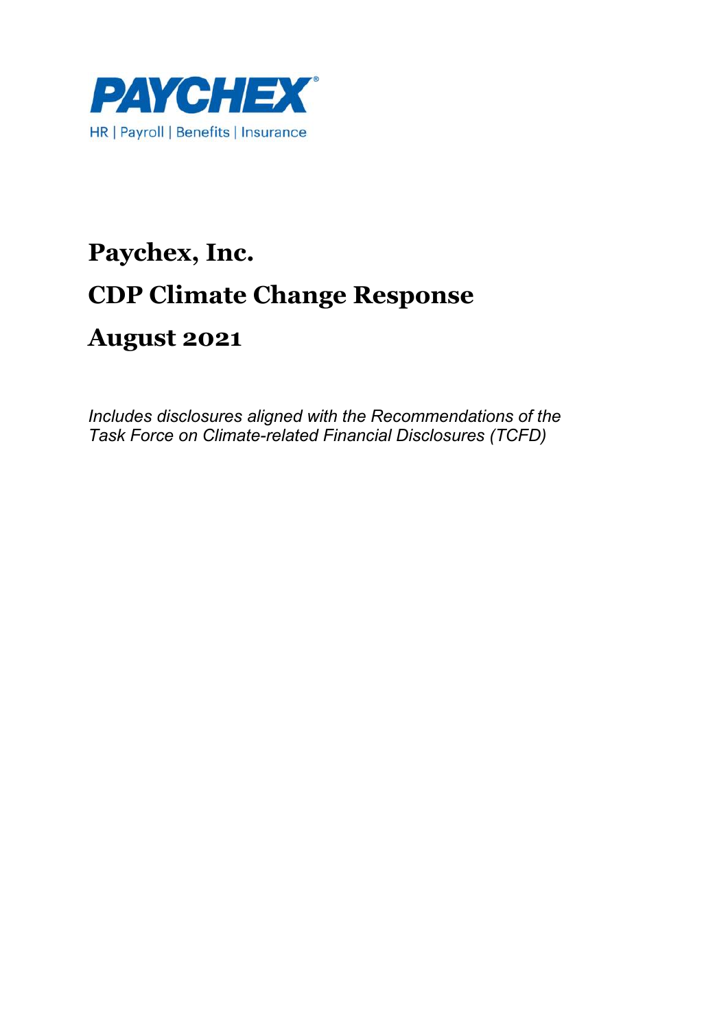PAYCHEX

HR | Payroll | Benefits | Insurance

# Paychex, Inc.

# CDP Climate Change Response

# August 2021

*Includes disclosures aligned with the Recommendations of the Task Force on Climate-related Financial Disclosures (TCFD)*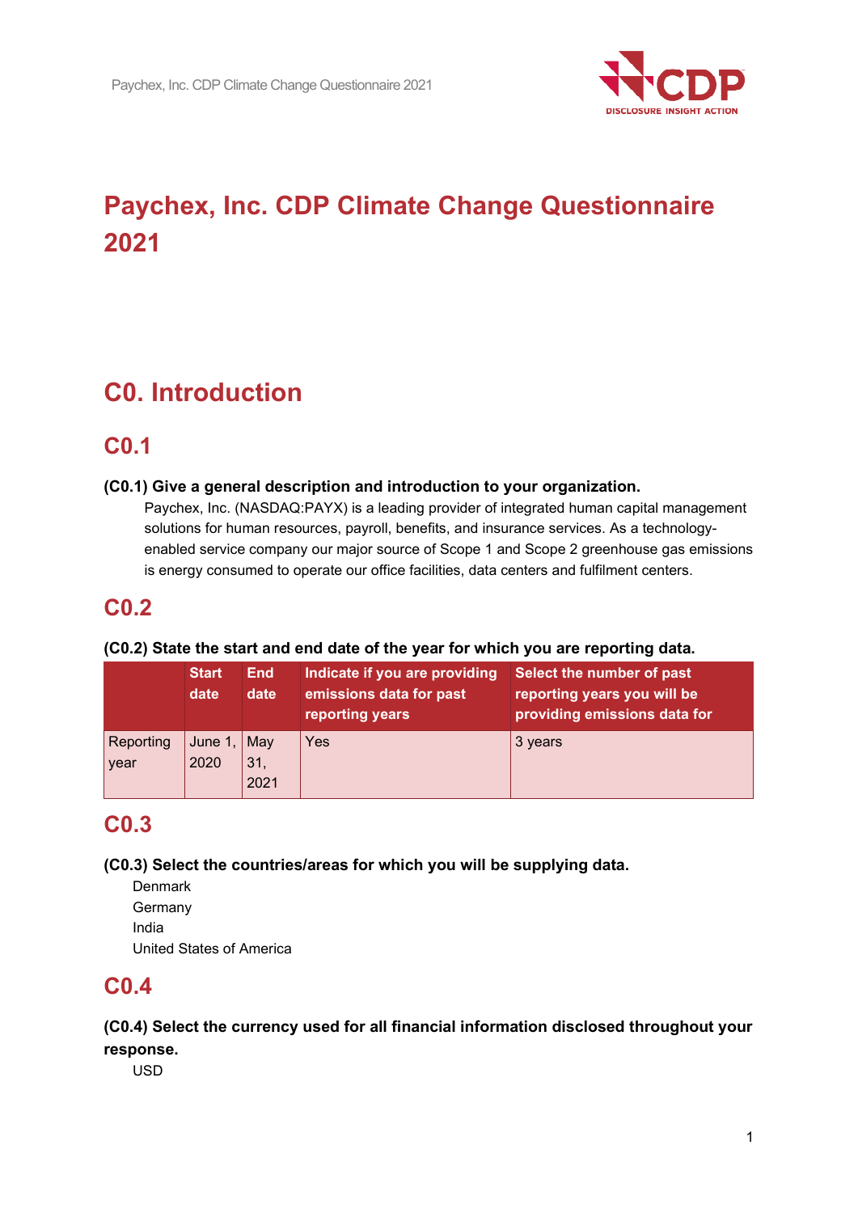# Paychex, Inc. CDP Climate Change Questionnaire 2021

## C0. Introduction

### C0.1

**(C0.1) Give a general description and introduction to your organization.**

Paychex, Inc. (NASDAQ:PAYX) is a leading provider of integrated human capital management solutions for human resources, payroll, benefits, and insurance services. As a technology-enabled service company our major source of Scope 1 and Scope 2 greenhouse gas emissions is energy consumed to operate our office facilities, data centers and fulfilment centers.

### C0.2

**(C0.2) State the start and end date of the year for which you are reporting data.**

| | Start date | End date | Indicate if you are providing emissions data for past reporting years | Select the number of past reporting years you will be providing emissions data for |
|---|---|---|---|---|
| Reporting year | June 1, 2020 | May 31, 2021 | Yes | 3 years |

### C0.3

**(C0.3) Select the countries/areas for which you will be supplying data.**

Denmark
Germany
India
United States of America

### C0.4

**(C0.4) Select the currency used for all financial information disclosed throughout your response.**

USD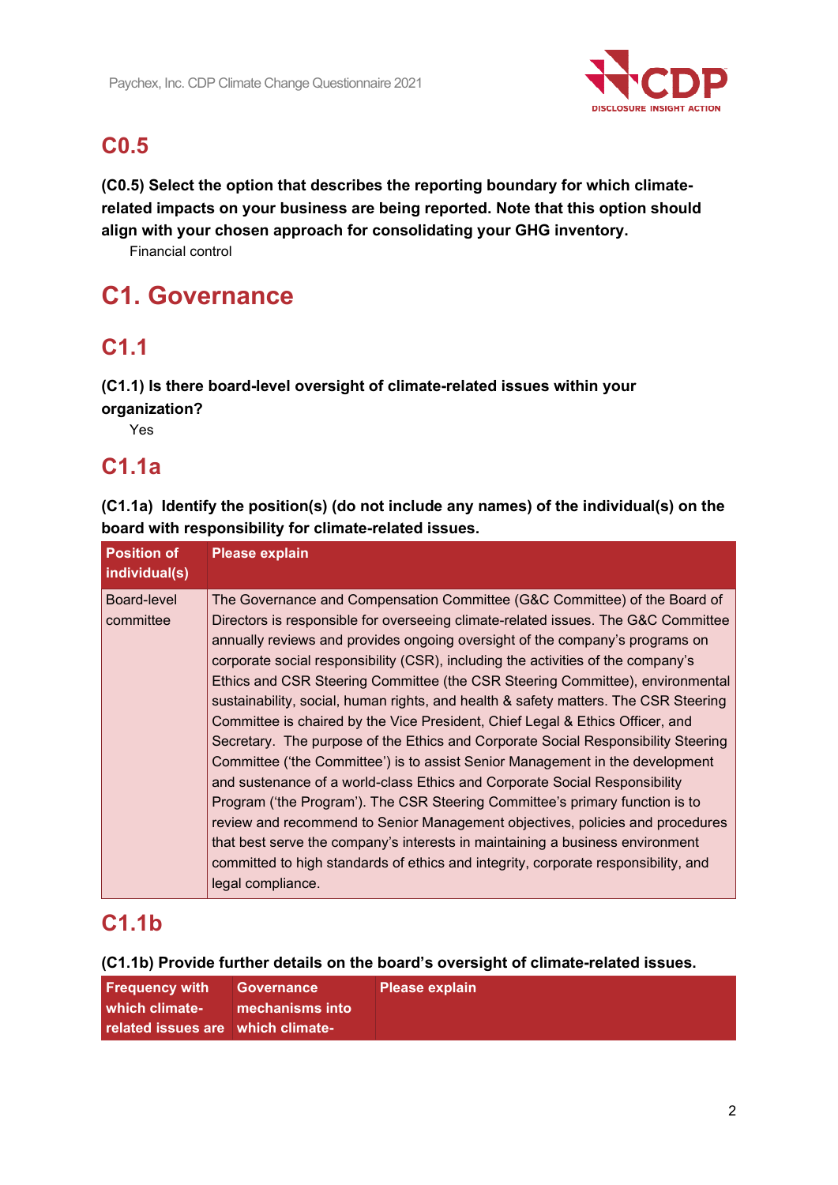## C0.5

**(C0.5) Select the option that describes the reporting boundary for which climate-related impacts on your business are being reported. Note that this option should align with your chosen approach for consolidating your GHG inventory.**

Financial control

# C1. Governance

## C1.1

**(C1.1) Is there board-level oversight of climate-related issues within your organization?**

Yes

## C1.1a

**(C1.1a) Identify the position(s) (do not include any names) of the individual(s) on the board with responsibility for climate-related issues.**

| Position of individual(s) | Please explain |
|---|---|
| Board-level committee | The Governance and Compensation Committee (G&C Committee) of the Board of Directors is responsible for overseeing climate-related issues. The G&C Committee annually reviews and provides ongoing oversight of the company's programs on corporate social responsibility (CSR), including the activities of the company's Ethics and CSR Steering Committee (the CSR Steering Committee), environmental sustainability, social, human rights, and health & safety matters. The CSR Steering Committee is chaired by the Vice President, Chief Legal & Ethics Officer, and Secretary. The purpose of the Ethics and Corporate Social Responsibility Steering Committee ('the Committee') is to assist Senior Management in the development and sustenance of a world-class Ethics and Corporate Social Responsibility Program ('the Program'). The CSR Steering Committee's primary function is to review and recommend to Senior Management objectives, policies and procedures that best serve the company's interests in maintaining a business environment committed to high standards of ethics and integrity, corporate responsibility, and legal compliance. |

## C1.1b

**(C1.1b) Provide further details on the board's oversight of climate-related issues.**

| Frequency with which climate-related issues are | Governance mechanisms into which climate- | Please explain |
|---|---|---|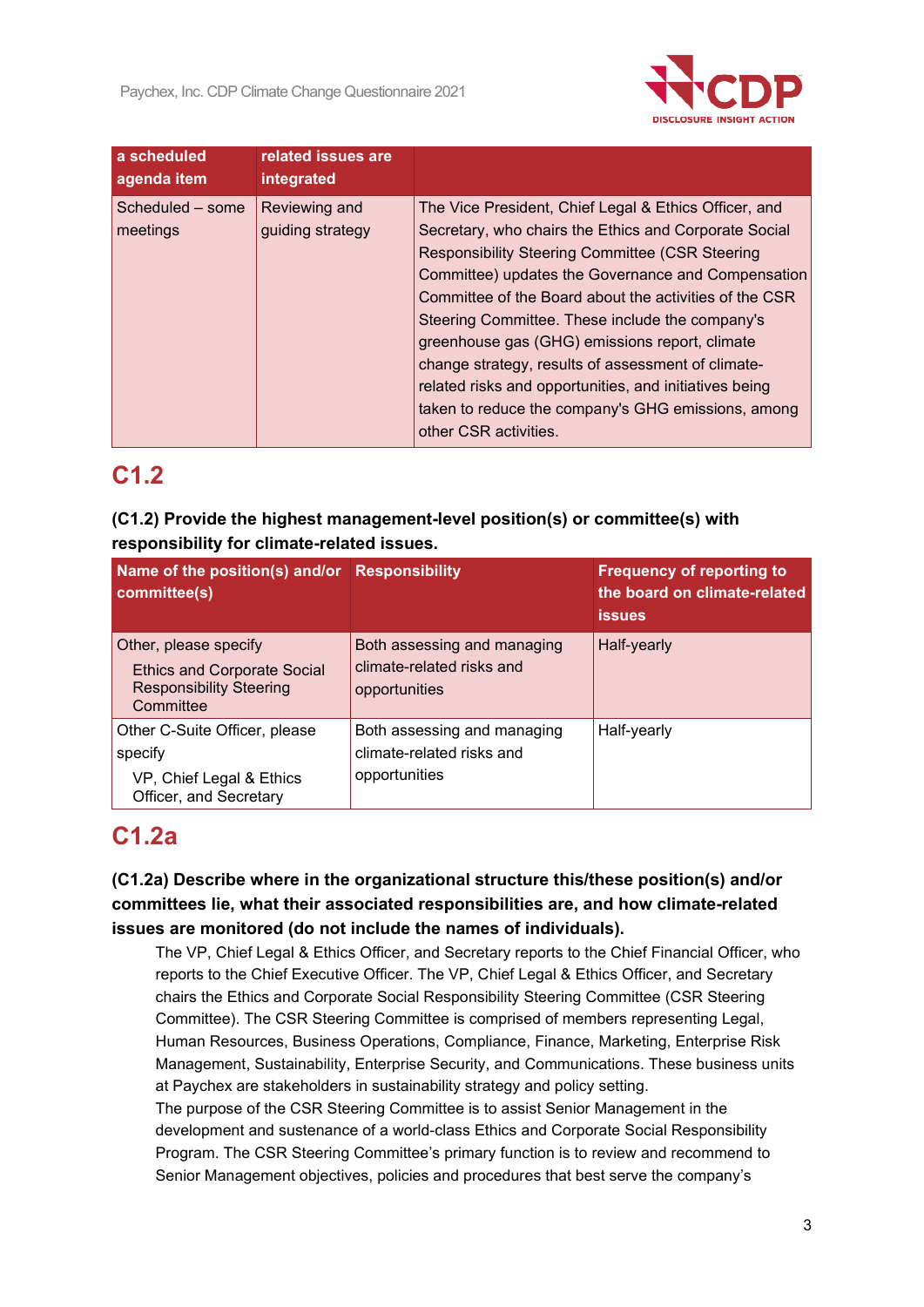| a scheduled agenda item | related issues are integrated | |
|---|---|---|
| Scheduled – some meetings | Reviewing and guiding strategy | The Vice President, Chief Legal & Ethics Officer, and Secretary, who chairs the Ethics and Corporate Social Responsibility Steering Committee (CSR Steering Committee) updates the Governance and Compensation Committee of the Board about the activities of the CSR Steering Committee. These include the company's greenhouse gas (GHG) emissions report, climate change strategy, results of assessment of climate-related risks and opportunities, and initiatives being taken to reduce the company's GHG emissions, among other CSR activities. |

## C1.2

**(C1.2) Provide the highest management-level position(s) or committee(s) with responsibility for climate-related issues.**

| Name of the position(s) and/or committee(s) | Responsibility | Frequency of reporting to the board on climate-related issues |
|---|---|---|
| Other, please specify<br>Ethics and Corporate Social Responsibility Steering Committee | Both assessing and managing climate-related risks and opportunities | Half-yearly |
| Other C-Suite Officer, please specify<br>VP, Chief Legal & Ethics Officer, and Secretary | Both assessing and managing climate-related risks and opportunities | Half-yearly |

## C1.2a

**(C1.2a) Describe where in the organizational structure this/these position(s) and/or committees lie, what their associated responsibilities are, and how climate-related issues are monitored (do not include the names of individuals).**

The VP, Chief Legal & Ethics Officer, and Secretary reports to the Chief Financial Officer, who reports to the Chief Executive Officer. The VP, Chief Legal & Ethics Officer, and Secretary chairs the Ethics and Corporate Social Responsibility Steering Committee (CSR Steering Committee). The CSR Steering Committee is comprised of members representing Legal, Human Resources, Business Operations, Compliance, Finance, Marketing, Enterprise Risk Management, Sustainability, Enterprise Security, and Communications. These business units at Paychex are stakeholders in sustainability strategy and policy setting.

The purpose of the CSR Steering Committee is to assist Senior Management in the development and sustenance of a world-class Ethics and Corporate Social Responsibility Program. The CSR Steering Committee's primary function is to review and recommend to Senior Management objectives, policies and procedures that best serve the company's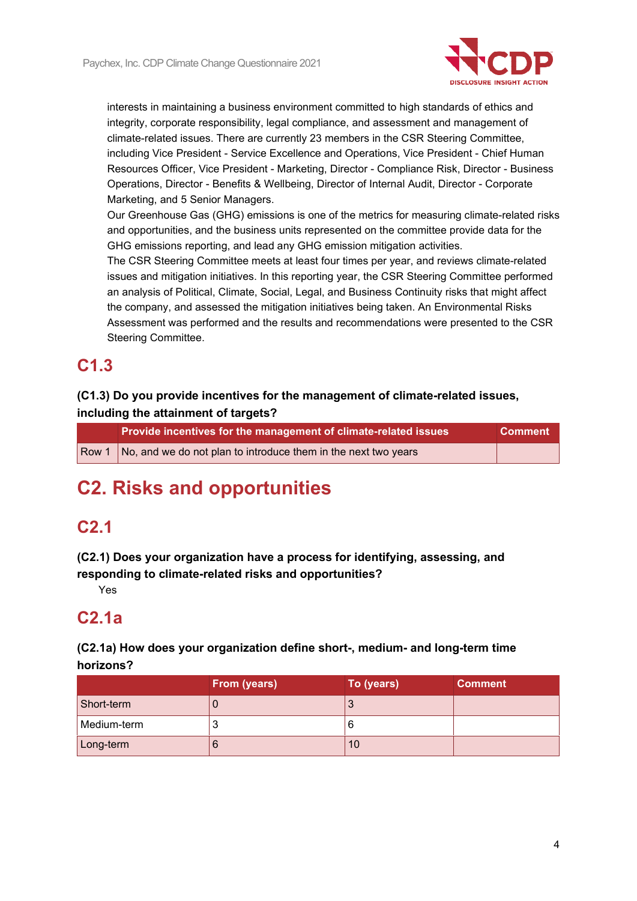interests in maintaining a business environment committed to high standards of ethics and integrity, corporate responsibility, legal compliance, and assessment and management of climate-related issues. There are currently 23 members in the CSR Steering Committee, including Vice President - Service Excellence and Operations, Vice President - Chief Human Resources Officer, Vice President - Marketing, Director - Compliance Risk, Director - Business Operations, Director - Benefits & Wellbeing, Director of Internal Audit, Director - Corporate Marketing, and 5 Senior Managers.

Our Greenhouse Gas (GHG) emissions is one of the metrics for measuring climate-related risks and opportunities, and the business units represented on the committee provide data for the GHG emissions reporting, and lead any GHG emission mitigation activities.

The CSR Steering Committee meets at least four times per year, and reviews climate-related issues and mitigation initiatives. In this reporting year, the CSR Steering Committee performed an analysis of Political, Climate, Social, Legal, and Business Continuity risks that might affect the company, and assessed the mitigation initiatives being taken. An Environmental Risks Assessment was performed and the results and recommendations were presented to the CSR Steering Committee.

## C1.3

### (C1.3) Do you provide incentives for the management of climate-related issues, including the attainment of targets?

| | Provide incentives for the management of climate-related issues | Comment |
|---|---|---|
| Row 1 | No, and we do not plan to introduce them in the next two years | |

# C2. Risks and opportunities

## C2.1

### (C2.1) Does your organization have a process for identifying, assessing, and responding to climate-related risks and opportunities?

Yes

## C2.1a

### (C2.1a) How does your organization define short-, medium- and long-term time horizons?

| | From (years) | To (years) | Comment |
|---|---|---|---|
| Short-term | 0 | 3 | |
| Medium-term | 3 | 6 | |
| Long-term | 6 | 10 | |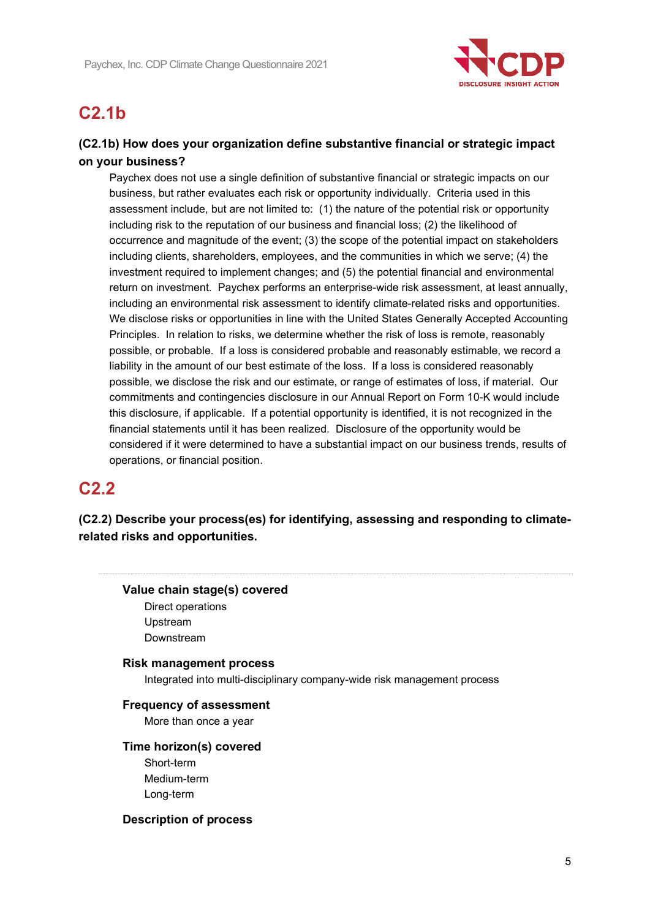## C2.1b

### (C2.1b) How does your organization define substantive financial or strategic impact on your business?

Paychex does not use a single definition of substantive financial or strategic impacts on our business, but rather evaluates each risk or opportunity individually. Criteria used in this assessment include, but are not limited to: (1) the nature of the potential risk or opportunity including risk to the reputation of our business and financial loss; (2) the likelihood of occurrence and magnitude of the event; (3) the scope of the potential impact on stakeholders including clients, shareholders, employees, and the communities in which we serve; (4) the investment required to implement changes; and (5) the potential financial and environmental return on investment. Paychex performs an enterprise-wide risk assessment, at least annually, including an environmental risk assessment to identify climate-related risks and opportunities. We disclose risks or opportunities in line with the United States Generally Accepted Accounting Principles. In relation to risks, we determine whether the risk of loss is remote, reasonably possible, or probable. If a loss is considered probable and reasonably estimable, we record a liability in the amount of our best estimate of the loss. If a loss is considered reasonably possible, we disclose the risk and our estimate, or range of estimates of loss, if material. Our commitments and contingencies disclosure in our Annual Report on Form 10-K would include this disclosure, if applicable. If a potential opportunity is identified, it is not recognized in the financial statements until it has been realized. Disclosure of the opportunity would be considered if it were determined to have a substantial impact on our business trends, results of operations, or financial position.

## C2.2

### (C2.2) Describe your process(es) for identifying, assessing and responding to climate-related risks and opportunities.

**Value chain stage(s) covered**

Direct operations
Upstream
Downstream

**Risk management process**

Integrated into multi-disciplinary company-wide risk management process

**Frequency of assessment**

More than once a year

**Time horizon(s) covered**

Short-term
Medium-term
Long-term

**Description of process**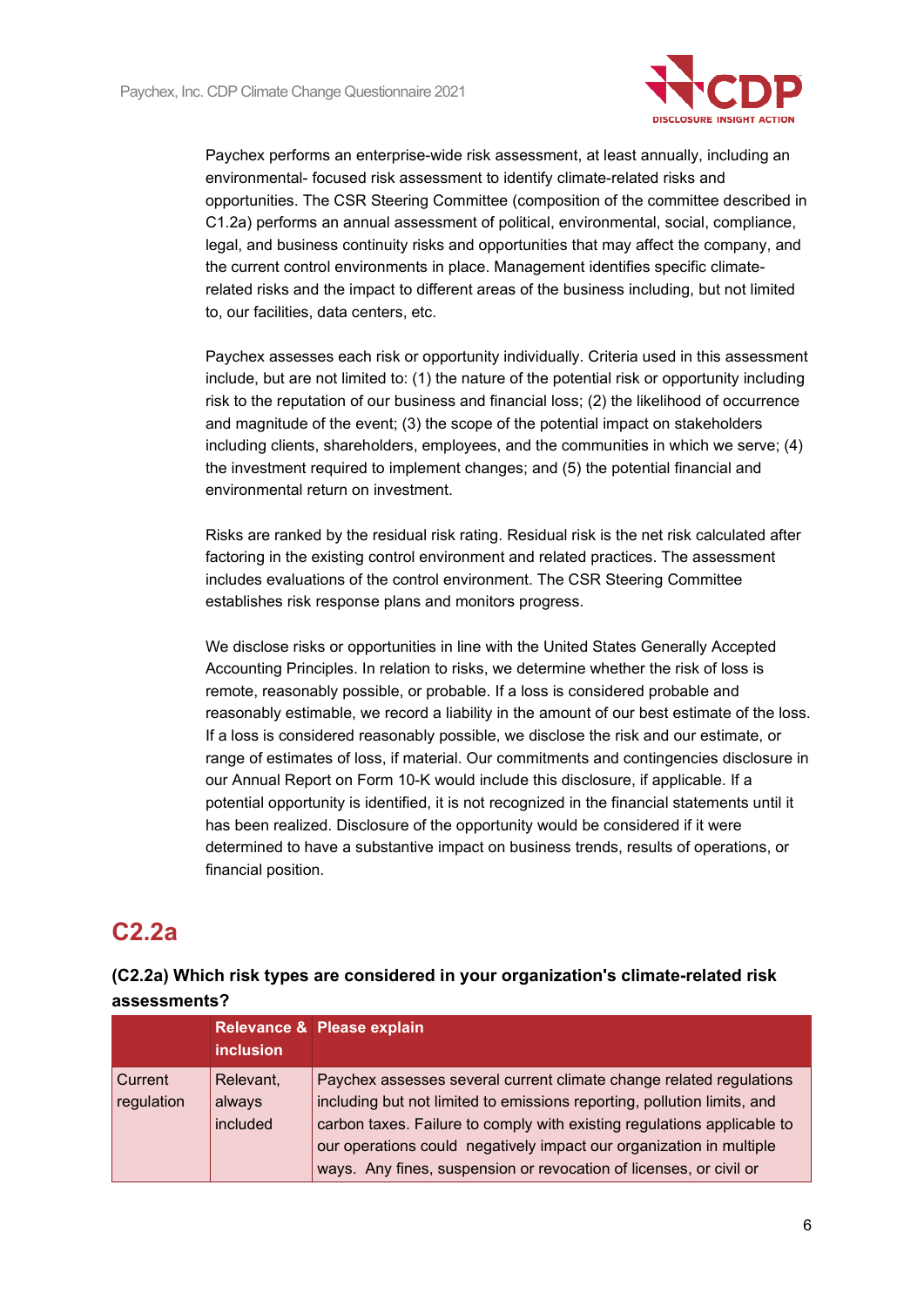Paychex performs an enterprise-wide risk assessment, at least annually, including an environmental- focused risk assessment to identify climate-related risks and opportunities. The CSR Steering Committee (composition of the committee described in C1.2a) performs an annual assessment of political, environmental, social, compliance, legal, and business continuity risks and opportunities that may affect the company, and the current control environments in place. Management identifies specific climate-related risks and the impact to different areas of the business including, but not limited to, our facilities, data centers, etc.

Paychex assesses each risk or opportunity individually. Criteria used in this assessment include, but are not limited to: (1) the nature of the potential risk or opportunity including risk to the reputation of our business and financial loss; (2) the likelihood of occurrence and magnitude of the event; (3) the scope of the potential impact on stakeholders including clients, shareholders, employees, and the communities in which we serve; (4) the investment required to implement changes; and (5) the potential financial and environmental return on investment.

Risks are ranked by the residual risk rating. Residual risk is the net risk calculated after factoring in the existing control environment and related practices. The assessment includes evaluations of the control environment. The CSR Steering Committee establishes risk response plans and monitors progress.

We disclose risks or opportunities in line with the United States Generally Accepted Accounting Principles. In relation to risks, we determine whether the risk of loss is remote, reasonably possible, or probable. If a loss is considered probable and reasonably estimable, we record a liability in the amount of our best estimate of the loss. If a loss is considered reasonably possible, we disclose the risk and our estimate, or range of estimates of loss, if material. Our commitments and contingencies disclosure in our Annual Report on Form 10-K would include this disclosure, if applicable. If a potential opportunity is identified, it is not recognized in the financial statements until it has been realized. Disclosure of the opportunity would be considered if it were determined to have a substantive impact on business trends, results of operations, or financial position.

## C2.2a

**(C2.2a) Which risk types are considered in your organization's climate-related risk assessments?**

| | Relevance & inclusion | Please explain |
|---|---|---|
| Current regulation | Relevant, always included | Paychex assesses several current climate change related regulations including but not limited to emissions reporting, pollution limits, and carbon taxes. Failure to comply with existing regulations applicable to our operations could negatively impact our organization in multiple ways. Any fines, suspension or revocation of licenses, or civil or |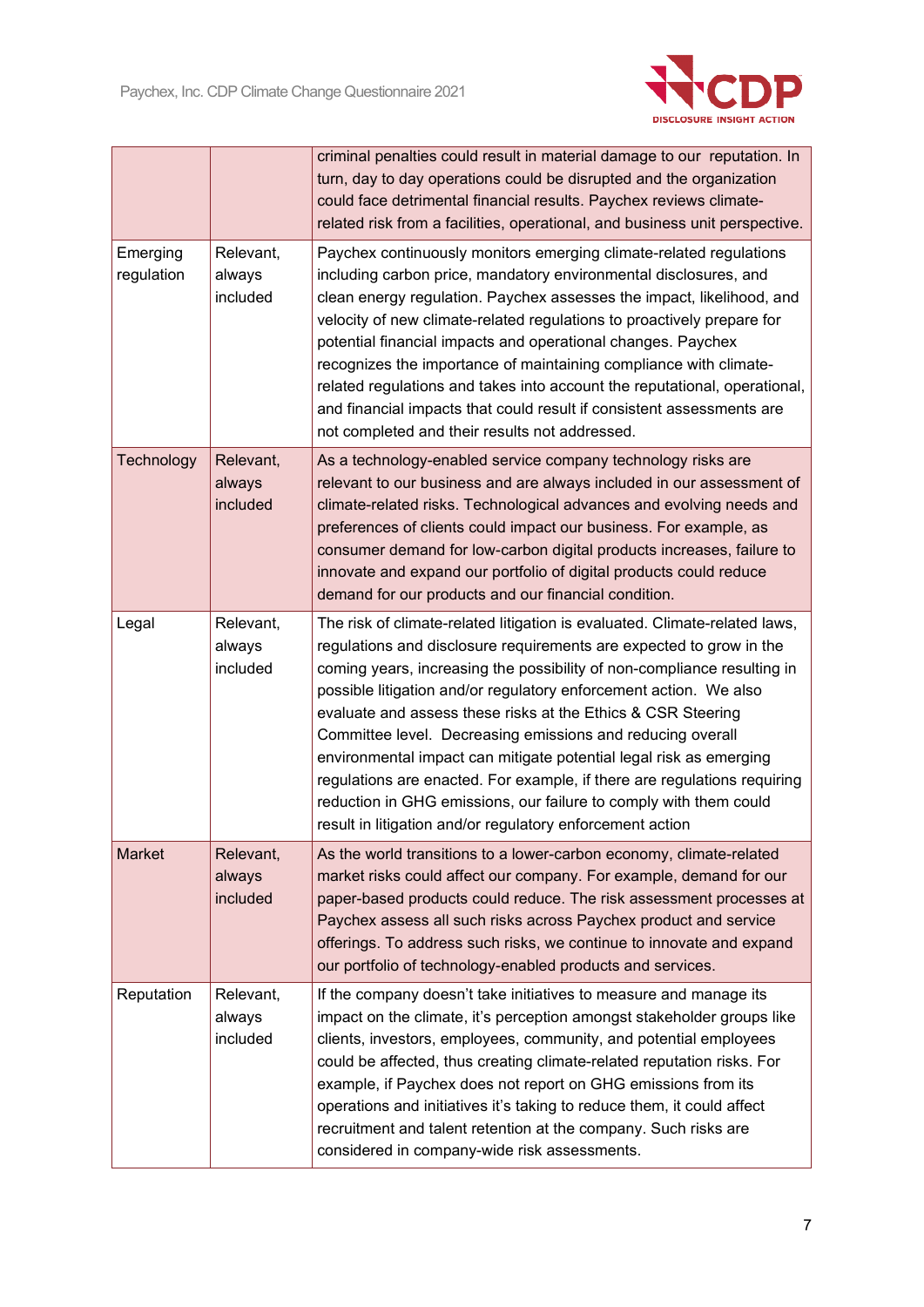|  |  |  |
|---|---|---|
|  |  | criminal penalties could result in material damage to our reputation. In turn, day to day operations could be disrupted and the organization could face detrimental financial results. Paychex reviews climate-related risk from a facilities, operational, and business unit perspective. |
| Emerging regulation | Relevant, always included | Paychex continuously monitors emerging climate-related regulations including carbon price, mandatory environmental disclosures, and clean energy regulation. Paychex assesses the impact, likelihood, and velocity of new climate-related regulations to proactively prepare for potential financial impacts and operational changes. Paychex recognizes the importance of maintaining compliance with climate-related regulations and takes into account the reputational, operational, and financial impacts that could result if consistent assessments are not completed and their results not addressed. |
| Technology | Relevant, always included | As a technology-enabled service company technology risks are relevant to our business and are always included in our assessment of climate-related risks. Technological advances and evolving needs and preferences of clients could impact our business. For example, as consumer demand for low-carbon digital products increases, failure to innovate and expand our portfolio of digital products could reduce demand for our products and our financial condition. |
| Legal | Relevant, always included | The risk of climate-related litigation is evaluated. Climate-related laws, regulations and disclosure requirements are expected to grow in the coming years, increasing the possibility of non-compliance resulting in possible litigation and/or regulatory enforcement action. We also evaluate and assess these risks at the Ethics & CSR Steering Committee level. Decreasing emissions and reducing overall environmental impact can mitigate potential legal risk as emerging regulations are enacted. For example, if there are regulations requiring reduction in GHG emissions, our failure to comply with them could result in litigation and/or regulatory enforcement action |
| Market | Relevant, always included | As the world transitions to a lower-carbon economy, climate-related market risks could affect our company. For example, demand for our paper-based products could reduce. The risk assessment processes at Paychex assess all such risks across Paychex product and service offerings. To address such risks, we continue to innovate and expand our portfolio of technology-enabled products and services. |
| Reputation | Relevant, always included | If the company doesn't take initiatives to measure and manage its impact on the climate, it's perception amongst stakeholder groups like clients, investors, employees, community, and potential employees could be affected, thus creating climate-related reputation risks. For example, if Paychex does not report on GHG emissions from its operations and initiatives it's taking to reduce them, it could affect recruitment and talent retention at the company. Such risks are considered in company-wide risk assessments. |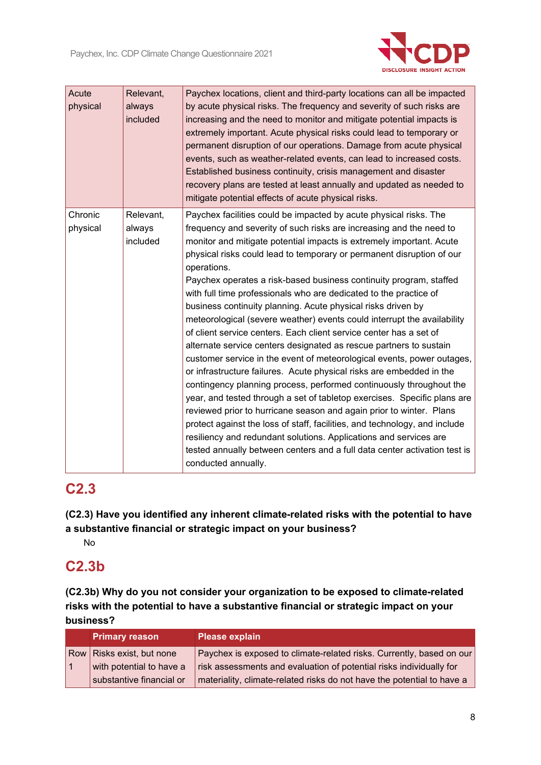| | | |
|---|---|---|
| Acute physical | Relevant, always included | Paychex locations, client and third-party locations can all be impacted by acute physical risks. The frequency and severity of such risks are increasing and the need to monitor and mitigate potential impacts is extremely important. Acute physical risks could lead to temporary or permanent disruption of our operations. Damage from acute physical events, such as weather-related events, can lead to increased costs. Established business continuity, crisis management and disaster recovery plans are tested at least annually and updated as needed to mitigate potential effects of acute physical risks. |
| Chronic physical | Relevant, always included | Paychex facilities could be impacted by acute physical risks. The frequency and severity of such risks are increasing and the need to monitor and mitigate potential impacts is extremely important. Acute physical risks could lead to temporary or permanent disruption of our operations.<br>Paychex operates a risk-based business continuity program, staffed with full time professionals who are dedicated to the practice of business continuity planning. Acute physical risks driven by meteorological (severe weather) events could interrupt the availability of client service centers. Each client service center has a set of alternate service centers designated as rescue partners to sustain customer service in the event of meteorological events, power outages, or infrastructure failures. Acute physical risks are embedded in the contingency planning process, performed continuously throughout the year, and tested through a set of tabletop exercises. Specific plans are reviewed prior to hurricane season and again prior to winter. Plans protect against the loss of staff, facilities, and technology, and include resiliency and redundant solutions. Applications and services are tested annually between centers and a full data center activation test is conducted annually. |

## C2.3

**(C2.3) Have you identified any inherent climate-related risks with the potential to have a substantive financial or strategic impact on your business?**

No

## C2.3b

**(C2.3b) Why do you not consider your organization to be exposed to climate-related risks with the potential to have a substantive financial or strategic impact on your business?**

| | Primary reason | Please explain |
|---|---|---|
| Row 1 | Risks exist, but none with potential to have a substantive financial or | Paychex is exposed to climate-related risks. Currently, based on our risk assessments and evaluation of potential risks individually for materiality, climate-related risks do not have the potential to have a |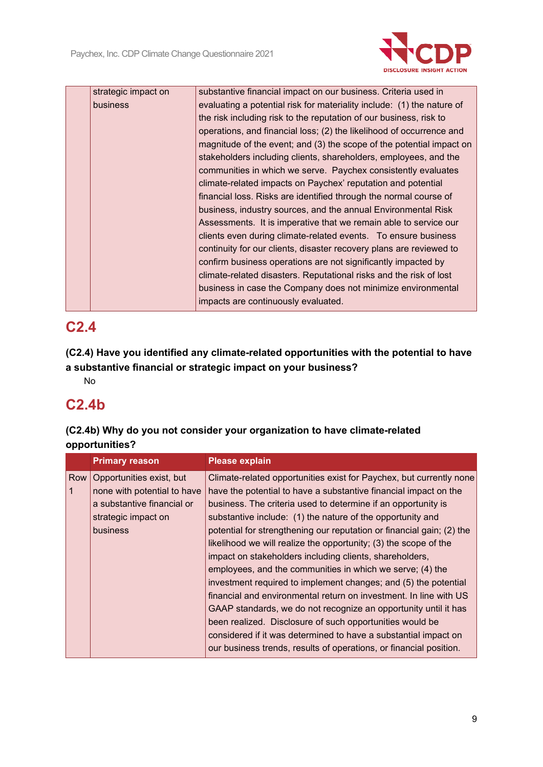| | strategic impact on business | substantive financial impact on our business. Criteria used in evaluating a potential risk for materiality include: (1) the nature of the risk including risk to the reputation of our business, risk to operations, and financial loss; (2) the likelihood of occurrence and magnitude of the event; and (3) the scope of the potential impact on stakeholders including clients, shareholders, employees, and the communities in which we serve. Paychex consistently evaluates climate-related impacts on Paychex' reputation and potential financial loss. Risks are identified through the normal course of business, industry sources, and the annual Environmental Risk Assessments. It is imperative that we remain able to service our clients even during climate-related events. To ensure business continuity for our clients, disaster recovery plans are reviewed to confirm business operations are not significantly impacted by climate-related disasters. Reputational risks and the risk of lost business in case the Company does not minimize environmental impacts are continuously evaluated. |
|---|---|---|

## C2.4

**(C2.4) Have you identified any climate-related opportunities with the potential to have a substantive financial or strategic impact on your business?**

No

## C2.4b

**(C2.4b) Why do you not consider your organization to have climate-related opportunities?**

| | Primary reason | Please explain |
|---|---|---|
| Row 1 | Opportunities exist, but none with potential to have a substantive financial or strategic impact on business | Climate-related opportunities exist for Paychex, but currently none have the potential to have a substantive financial impact on the business. The criteria used to determine if an opportunity is substantive include: (1) the nature of the opportunity and potential for strengthening our reputation or financial gain; (2) the likelihood we will realize the opportunity; (3) the scope of the impact on stakeholders including clients, shareholders, employees, and the communities in which we serve; (4) the investment required to implement changes; and (5) the potential financial and environmental return on investment. In line with US GAAP standards, we do not recognize an opportunity until it has been realized. Disclosure of such opportunities would be considered if it was determined to have a substantial impact on our business trends, results of operations, or financial position. |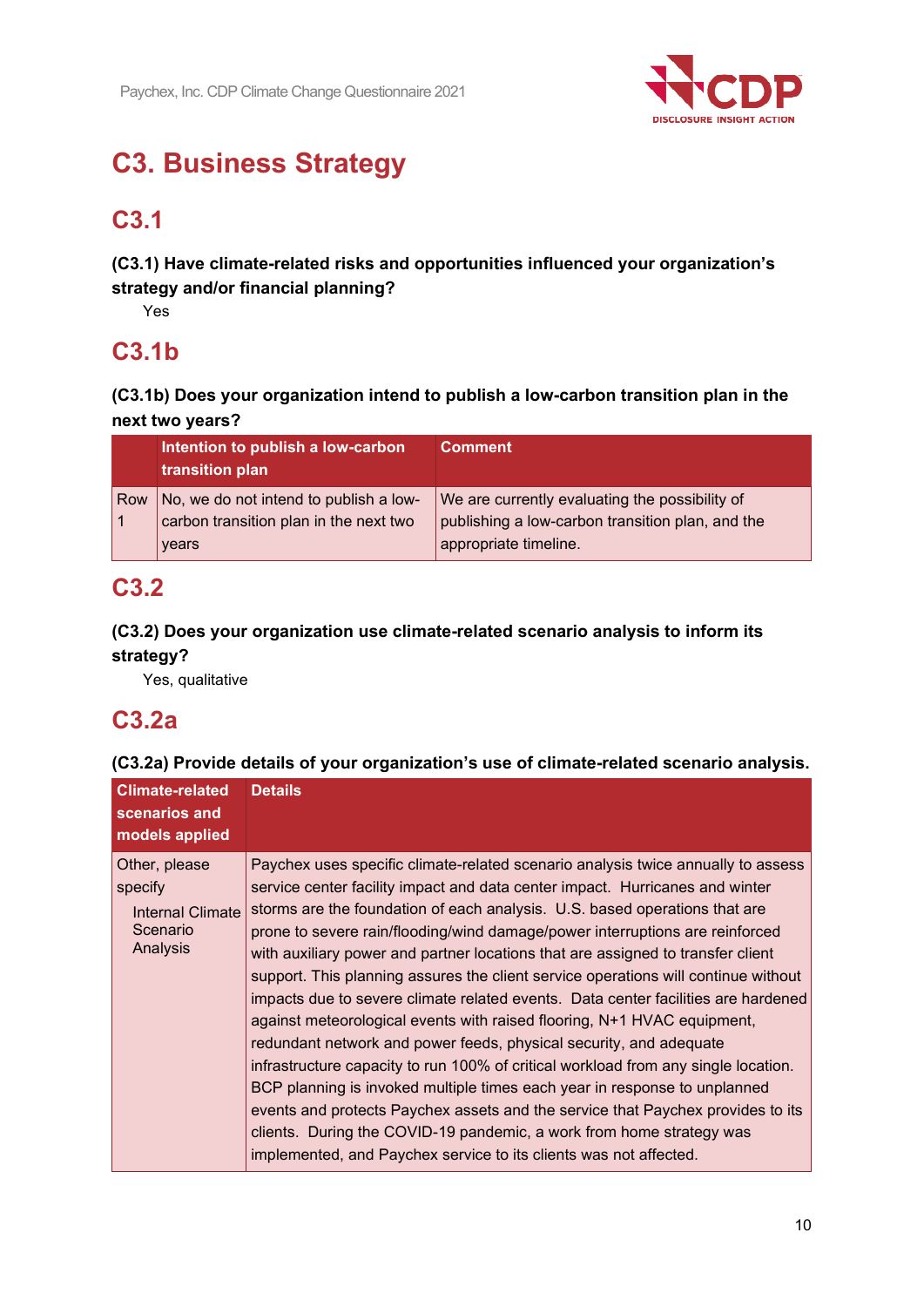# C3. Business Strategy

## C3.1

**(C3.1) Have climate-related risks and opportunities influenced your organization's strategy and/or financial planning?**

Yes

## C3.1b

**(C3.1b) Does your organization intend to publish a low-carbon transition plan in the next two years?**

| | Intention to publish a low-carbon transition plan | Comment |
|---|---|---|
| Row 1 | No, we do not intend to publish a low-carbon transition plan in the next two years | We are currently evaluating the possibility of publishing a low-carbon transition plan, and the appropriate timeline. |

## C3.2

**(C3.2) Does your organization use climate-related scenario analysis to inform its strategy?**

Yes, qualitative

## C3.2a

**(C3.2a) Provide details of your organization's use of climate-related scenario analysis.**

| Climate-related scenarios and models applied | Details |
|---|---|
| Other, please specify<br>Internal Climate Scenario Analysis | Paychex uses specific climate-related scenario analysis twice annually to assess service center facility impact and data center impact. Hurricanes and winter storms are the foundation of each analysis. U.S. based operations that are prone to severe rain/flooding/wind damage/power interruptions are reinforced with auxiliary power and partner locations that are assigned to transfer client support. This planning assures the client service operations will continue without impacts due to severe climate related events. Data center facilities are hardened against meteorological events with raised flooring, N+1 HVAC equipment, redundant network and power feeds, physical security, and adequate infrastructure capacity to run 100% of critical workload from any single location. BCP planning is invoked multiple times each year in response to unplanned events and protects Paychex assets and the service that Paychex provides to its clients. During the COVID-19 pandemic, a work from home strategy was implemented, and Paychex service to its clients was not affected. |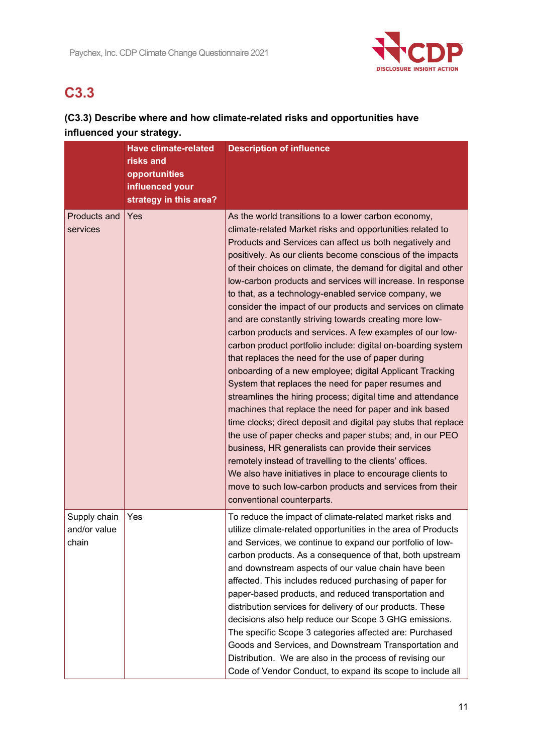## C3.3

### (C3.3) Describe where and how climate-related risks and opportunities have influenced your strategy.

| | Have climate-related risks and opportunities influenced your strategy in this area? | Description of influence |
|---|---|---|
| Products and services | Yes | As the world transitions to a lower carbon economy, climate-related Market risks and opportunities related to Products and Services can affect us both negatively and positively. As our clients become conscious of the impacts of their choices on climate, the demand for digital and other low-carbon products and services will increase. In response to that, as a technology-enabled service company, we consider the impact of our products and services on climate and are constantly striving towards creating more low-carbon products and services. A few examples of our low-carbon product portfolio include: digital on-boarding system that replaces the need for the use of paper during onboarding of a new employee; digital Applicant Tracking System that replaces the need for paper resumes and streamlines the hiring process; digital time and attendance machines that replace the need for paper and ink based time clocks; direct deposit and digital pay stubs that replace the use of paper checks and paper stubs; and, in our PEO business, HR generalists can provide their services remotely instead of travelling to the clients' offices. We also have initiatives in place to encourage clients to move to such low-carbon products and services from their conventional counterparts. |
| Supply chain and/or value chain | Yes | To reduce the impact of climate-related market risks and utilize climate-related opportunities in the area of Products and Services, we continue to expand our portfolio of low-carbon products. As a consequence of that, both upstream and downstream aspects of our value chain have been affected. This includes reduced purchasing of paper for paper-based products, and reduced transportation and distribution services for delivery of our products. These decisions also help reduce our Scope 3 GHG emissions. The specific Scope 3 categories affected are: Purchased Goods and Services, and Downstream Transportation and Distribution. We are also in the process of revising our Code of Vendor Conduct, to expand its scope to include all |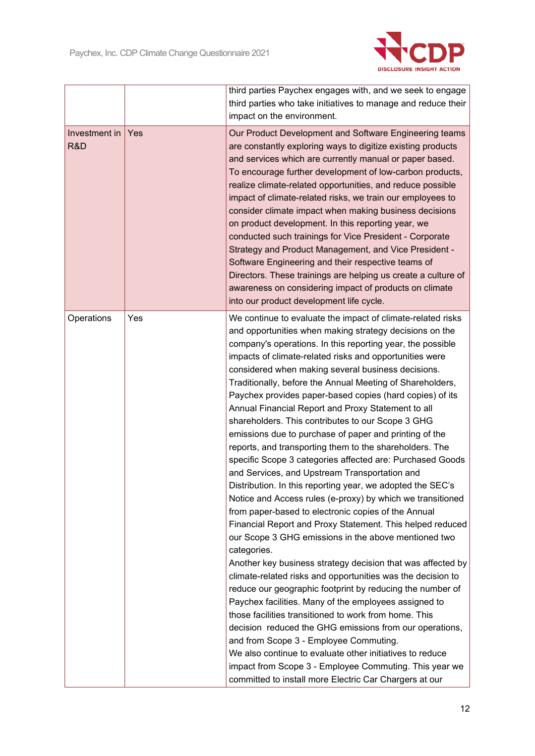| | | |
|---|---|---|
| | | third parties Paychex engages with, and we seek to engage third parties who take initiatives to manage and reduce their impact on the environment. |
| Investment in R&D | Yes | Our Product Development and Software Engineering teams are constantly exploring ways to digitize existing products and services which are currently manual or paper based. To encourage further development of low-carbon products, realize climate-related opportunities, and reduce possible impact of climate-related risks, we train our employees to consider climate impact when making business decisions on product development. In this reporting year, we conducted such trainings for Vice President - Corporate Strategy and Product Management, and Vice President - Software Engineering and their respective teams of Directors. These trainings are helping us create a culture of awareness on considering impact of products on climate into our product development life cycle. |
| Operations | Yes | We continue to evaluate the impact of climate-related risks and opportunities when making strategy decisions on the company's operations. In this reporting year, the possible impacts of climate-related risks and opportunities were considered when making several business decisions. Traditionally, before the Annual Meeting of Shareholders, Paychex provides paper-based copies (hard copies) of its Annual Financial Report and Proxy Statement to all shareholders. This contributes to our Scope 3 GHG emissions due to purchase of paper and printing of the reports, and transporting them to the shareholders. The specific Scope 3 categories affected are: Purchased Goods and Services, and Upstream Transportation and Distribution. In this reporting year, we adopted the SEC's Notice and Access rules (e-proxy) by which we transitioned from paper-based to electronic copies of the Annual Financial Report and Proxy Statement. This helped reduced our Scope 3 GHG emissions in the above mentioned two categories.<br>Another key business strategy decision that was affected by climate-related risks and opportunities was the decision to reduce our geographic footprint by reducing the number of Paychex facilities. Many of the employees assigned to those facilities transitioned to work from home. This decision reduced the GHG emissions from our operations, and from Scope 3 - Employee Commuting.<br>We also continue to evaluate other initiatives to reduce impact from Scope 3 - Employee Commuting. This year we committed to install more Electric Car Chargers at our |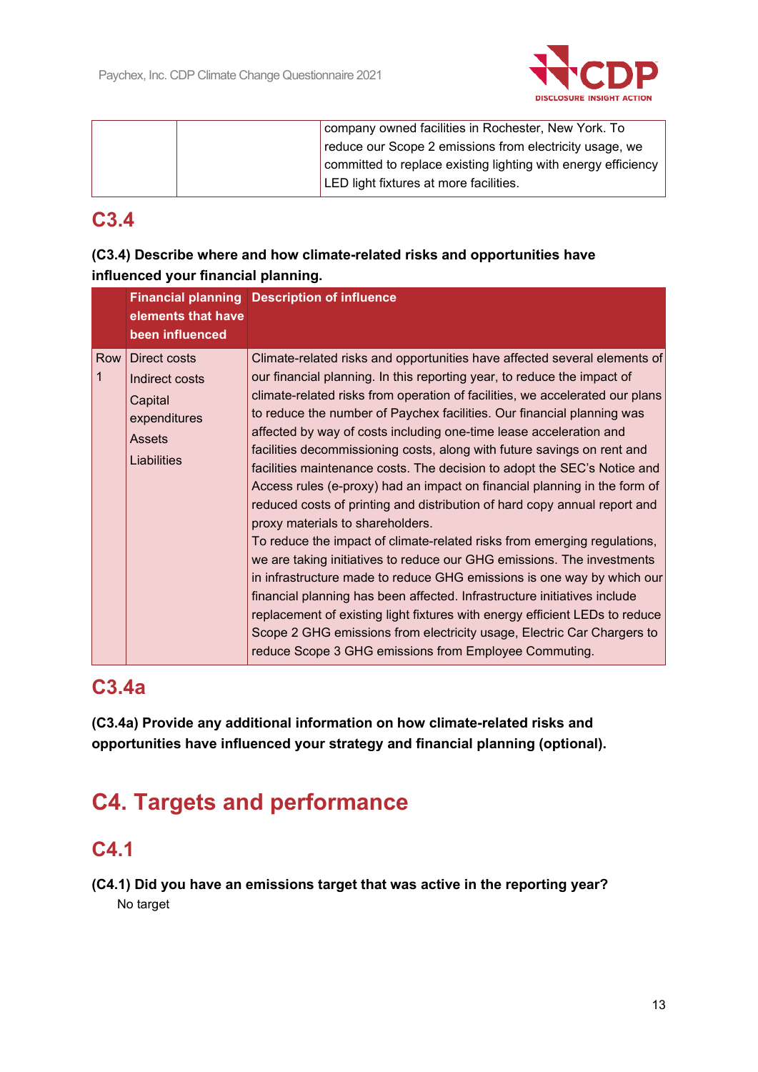| | | company owned facilities in Rochester, New York. To reduce our Scope 2 emissions from electricity usage, we committed to replace existing lighting with energy efficiency LED light fixtures at more facilities. |
|---|---|---|

## C3.4

**(C3.4) Describe where and how climate-related risks and opportunities have influenced your financial planning.**

| | Financial planning elements that have been influenced | Description of influence |
|---|---|---|
| Row 1 | Direct costs<br>Indirect costs<br>Capital expenditures<br>Assets<br>Liabilities | Climate-related risks and opportunities have affected several elements of our financial planning. In this reporting year, to reduce the impact of climate-related risks from operation of facilities, we accelerated our plans to reduce the number of Paychex facilities. Our financial planning was affected by way of costs including one-time lease acceleration and facilities decommissioning costs, along with future savings on rent and facilities maintenance costs. The decision to adopt the SEC's Notice and Access rules (e-proxy) had an impact on financial planning in the form of reduced costs of printing and distribution of hard copy annual report and proxy materials to shareholders.<br>To reduce the impact of climate-related risks from emerging regulations, we are taking initiatives to reduce our GHG emissions. The investments in infrastructure made to reduce GHG emissions is one way by which our financial planning has been affected. Infrastructure initiatives include replacement of existing light fixtures with energy efficient LEDs to reduce Scope 2 GHG emissions from electricity usage, Electric Car Chargers to reduce Scope 3 GHG emissions from Employee Commuting. |

## C3.4a

**(C3.4a) Provide any additional information on how climate-related risks and opportunities have influenced your strategy and financial planning (optional).**

# C4. Targets and performance

## C4.1

**(C4.1) Did you have an emissions target that was active in the reporting year?**

No target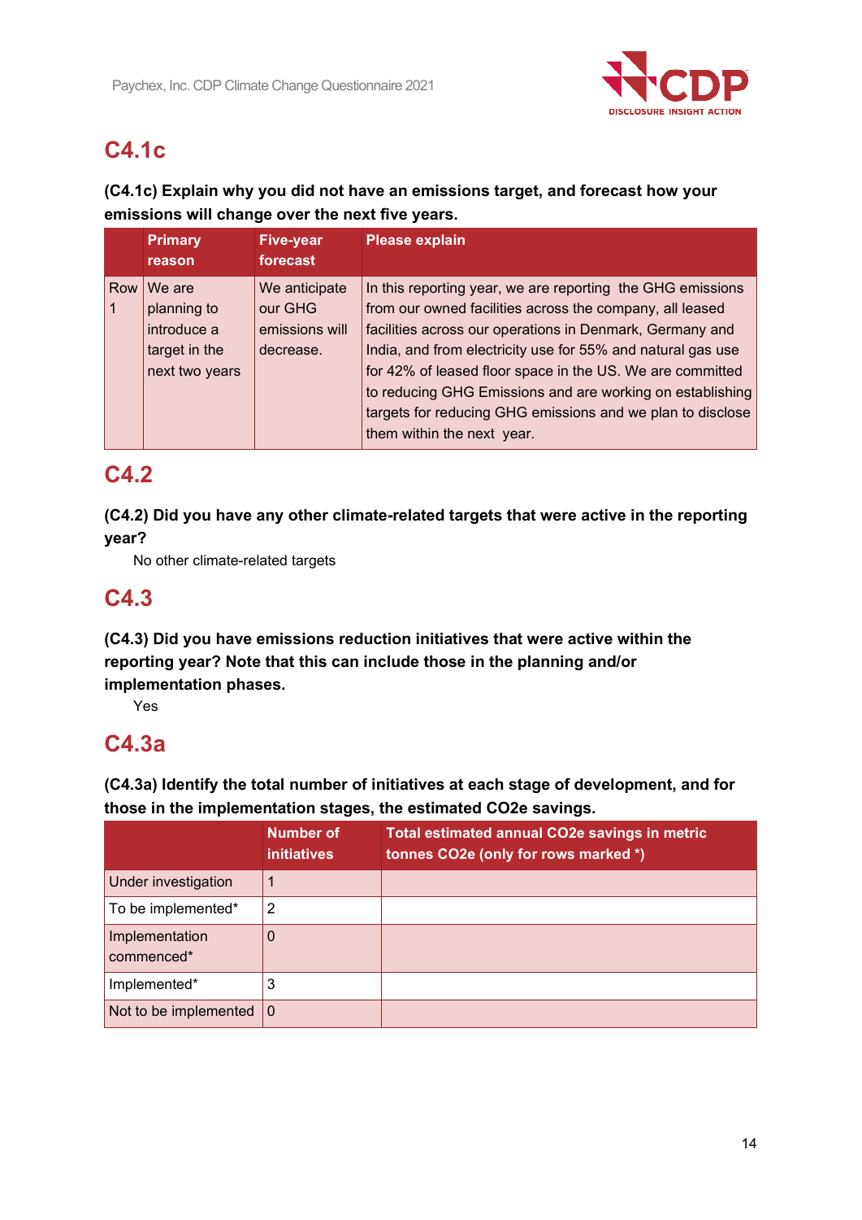## C4.1c

**(C4.1c) Explain why you did not have an emissions target, and forecast how your emissions will change over the next five years.**

| | Primary reason | Five-year forecast | Please explain |
|---|---|---|---|
| Row 1 | We are planning to introduce a target in the next two years | We anticipate our GHG emissions will decrease. | In this reporting year, we are reporting the GHG emissions from our owned facilities across the company, all leased facilities across our operations in Denmark, Germany and India, and from electricity use for 55% and natural gas use for 42% of leased floor space in the US. We are committed to reducing GHG Emissions and are working on establishing targets for reducing GHG emissions and we plan to disclose them within the next year. |

## C4.2

**(C4.2) Did you have any other climate-related targets that were active in the reporting year?**

No other climate-related targets

## C4.3

**(C4.3) Did you have emissions reduction initiatives that were active within the reporting year? Note that this can include those in the planning and/or implementation phases.**

Yes

## C4.3a

**(C4.3a) Identify the total number of initiatives at each stage of development, and for those in the implementation stages, the estimated CO2e savings.**

| | Number of initiatives | Total estimated annual CO2e savings in metric tonnes CO2e (only for rows marked *) |
|---|---|---|
| Under investigation | 1 | |
| To be implemented* | 2 | |
| Implementation commenced* | 0 | |
| Implemented* | 3 | |
| Not to be implemented | 0 | |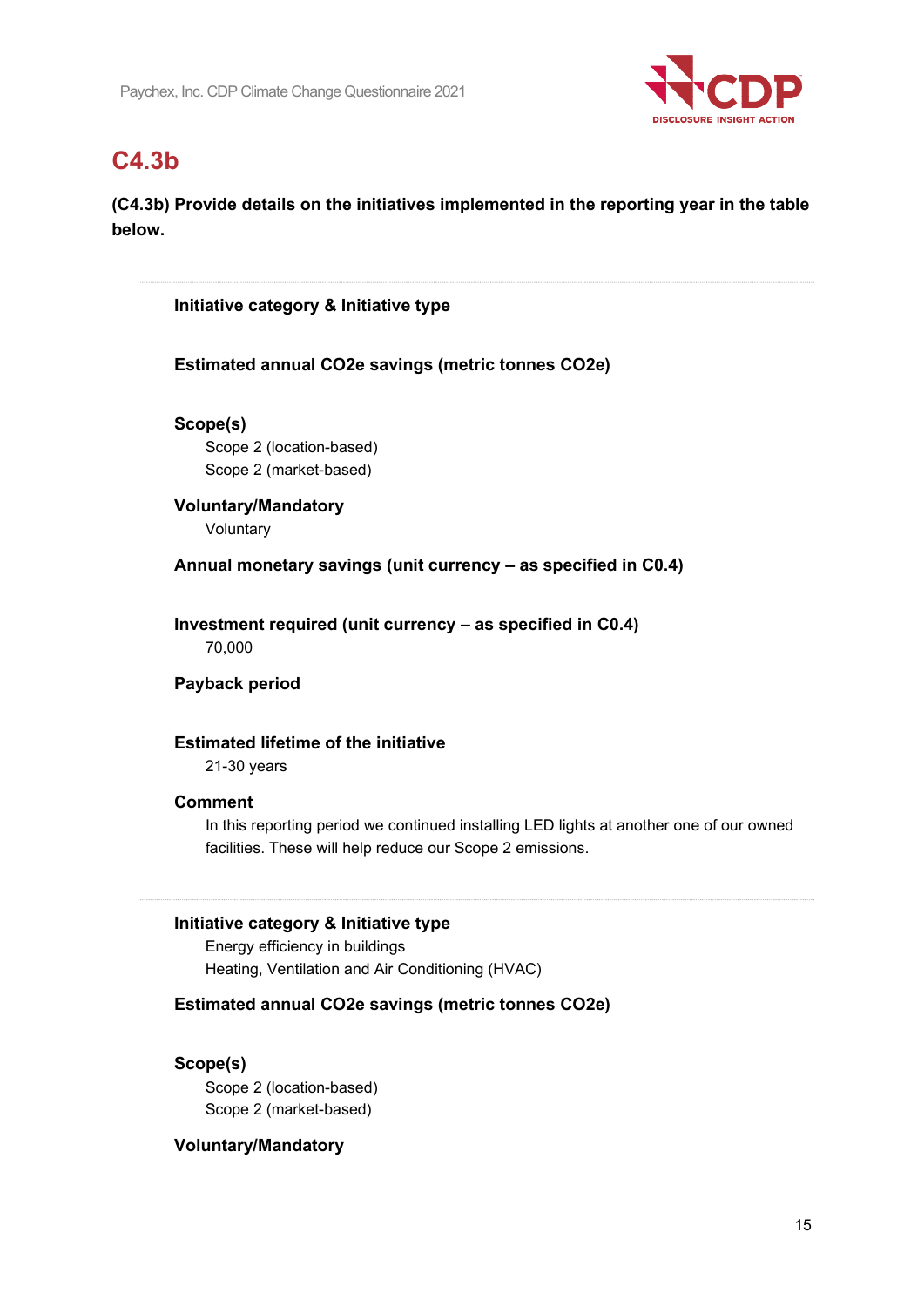## C4.3b

**(C4.3b) Provide details on the initiatives implemented in the reporting year in the table below.**

---

**Initiative category & Initiative type**

**Estimated annual CO2e savings (metric tonnes CO2e)**

**Scope(s)**

Scope 2 (location-based)
Scope 2 (market-based)

**Voluntary/Mandatory**

Voluntary

**Annual monetary savings (unit currency – as specified in C0.4)**

**Investment required (unit currency – as specified in C0.4)**

70,000

**Payback period**

**Estimated lifetime of the initiative**

21-30 years

**Comment**

In this reporting period we continued installing LED lights at another one of our owned facilities. These will help reduce our Scope 2 emissions.

---

**Initiative category & Initiative type**

Energy efficiency in buildings
Heating, Ventilation and Air Conditioning (HVAC)

**Estimated annual CO2e savings (metric tonnes CO2e)**

**Scope(s)**

Scope 2 (location-based)
Scope 2 (market-based)

**Voluntary/Mandatory**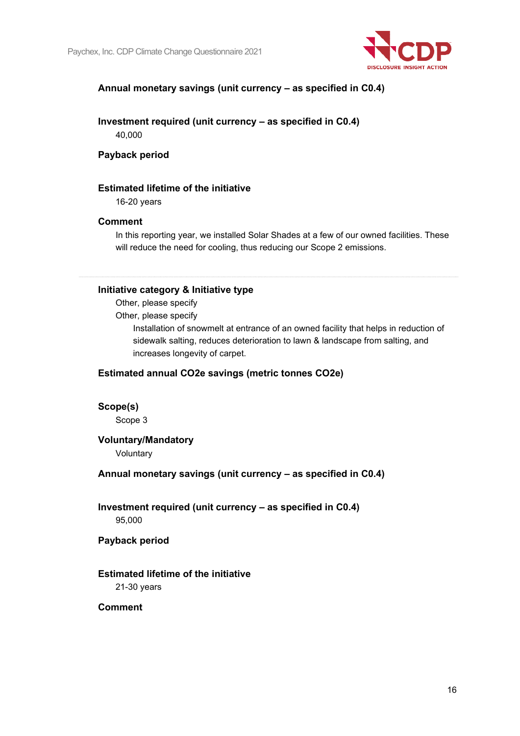**Annual monetary savings (unit currency – as specified in C0.4)**

**Investment required (unit currency – as specified in C0.4)**

40,000

**Payback period**

**Estimated lifetime of the initiative**

16-20 years

**Comment**

In this reporting year, we installed Solar Shades at a few of our owned facilities. These will reduce the need for cooling, thus reducing our Scope 2 emissions.

---

**Initiative category & Initiative type**

Other, please specify

Other, please specify

Installation of snowmelt at entrance of an owned facility that helps in reduction of sidewalk salting, reduces deterioration to lawn & landscape from salting, and increases longevity of carpet.

**Estimated annual CO2e savings (metric tonnes CO2e)**

**Scope(s)**

Scope 3

**Voluntary/Mandatory**

Voluntary

**Annual monetary savings (unit currency – as specified in C0.4)**

**Investment required (unit currency – as specified in C0.4)**

95,000

**Payback period**

**Estimated lifetime of the initiative**

21-30 years

**Comment**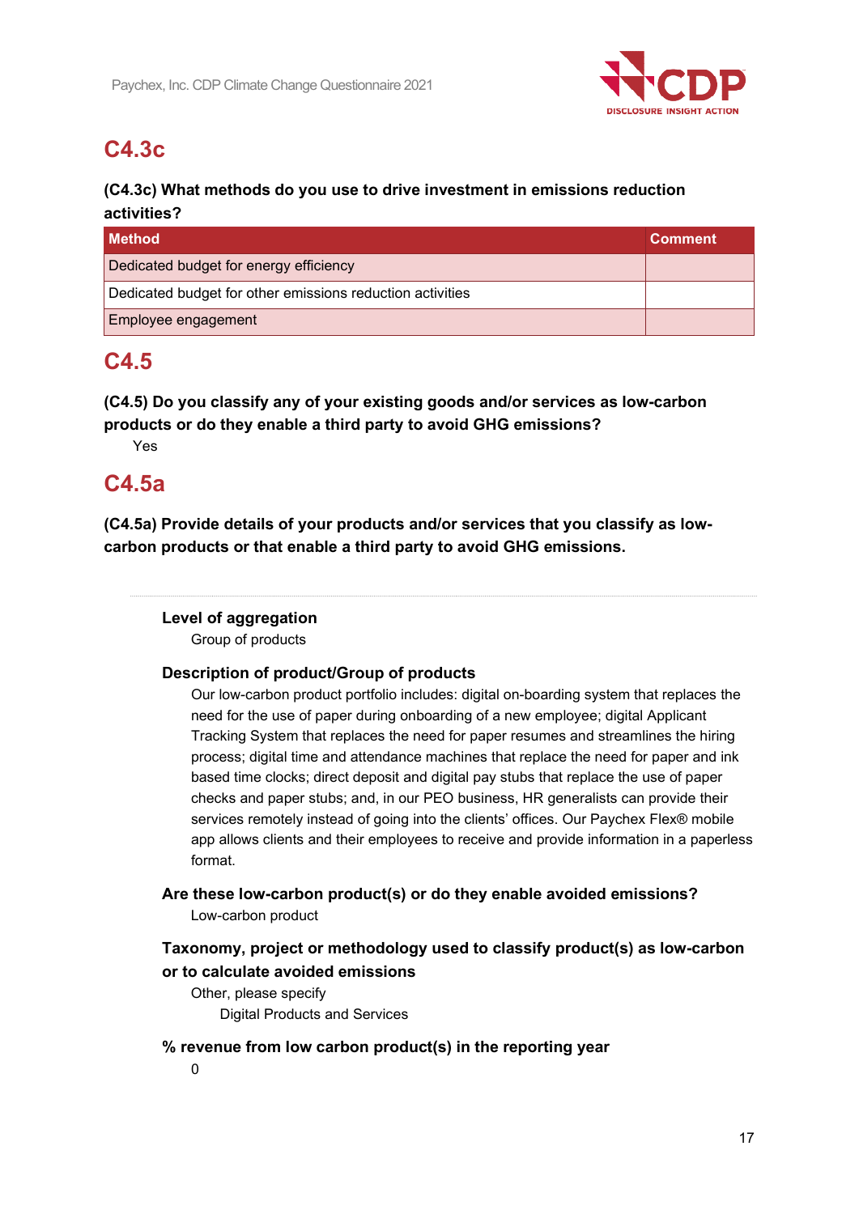## C4.3c

**(C4.3c) What methods do you use to drive investment in emissions reduction activities?**

| Method | Comment |
|---|---|
| Dedicated budget for energy efficiency | |
| Dedicated budget for other emissions reduction activities | |
| Employee engagement | |

## C4.5

**(C4.5) Do you classify any of your existing goods and/or services as low-carbon products or do they enable a third party to avoid GHG emissions?**

Yes

## C4.5a

**(C4.5a) Provide details of your products and/or services that you classify as low-carbon products or that enable a third party to avoid GHG emissions.**

---

**Level of aggregation**

Group of products

**Description of product/Group of products**

Our low-carbon product portfolio includes: digital on-boarding system that replaces the need for the use of paper during onboarding of a new employee; digital Applicant Tracking System that replaces the need for paper resumes and streamlines the hiring process; digital time and attendance machines that replace the need for paper and ink based time clocks; direct deposit and digital pay stubs that replace the use of paper checks and paper stubs; and, in our PEO business, HR generalists can provide their services remotely instead of going into the clients' offices. Our Paychex Flex® mobile app allows clients and their employees to receive and provide information in a paperless format.

**Are these low-carbon product(s) or do they enable avoided emissions?**

Low-carbon product

**Taxonomy, project or methodology used to classify product(s) as low-carbon or to calculate avoided emissions**

Other, please specify

Digital Products and Services

**% revenue from low carbon product(s) in the reporting year**

0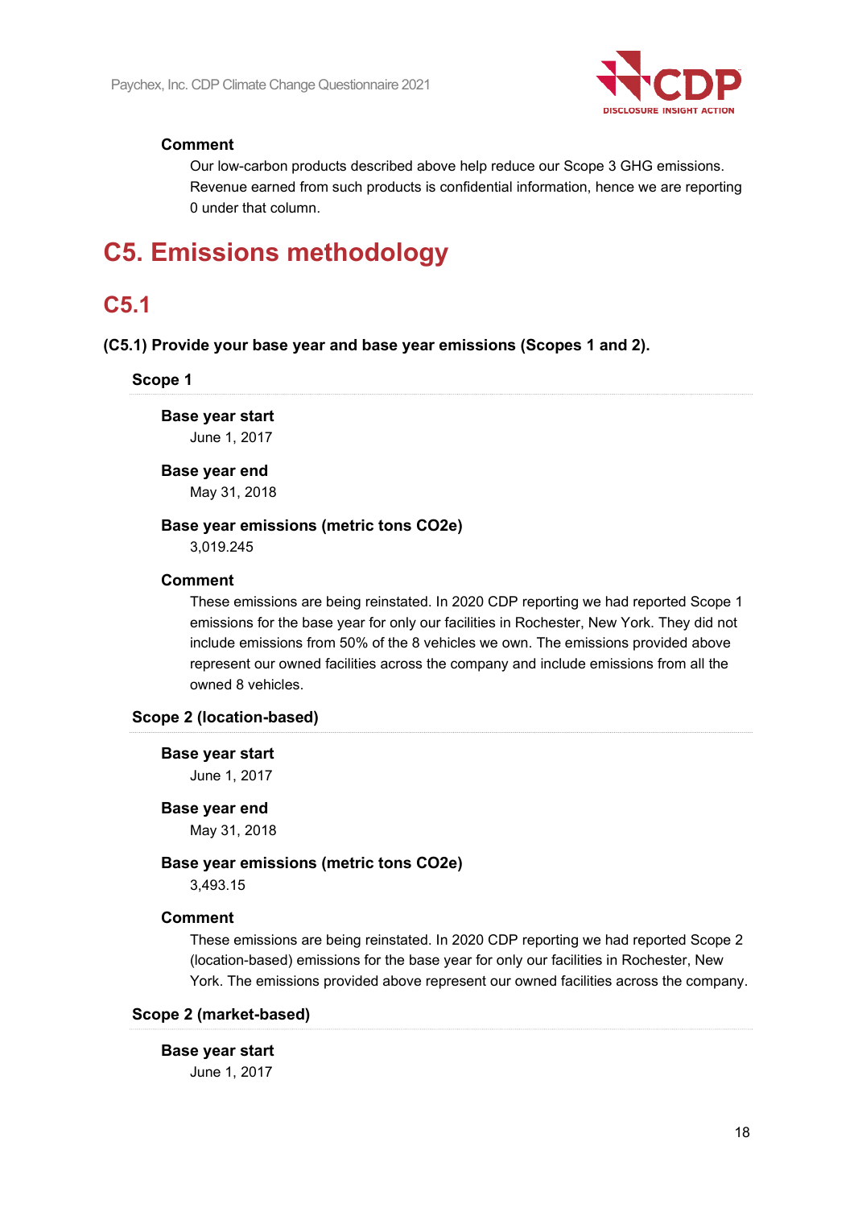**Comment**

Our low-carbon products described above help reduce our Scope 3 GHG emissions. Revenue earned from such products is confidential information, hence we are reporting 0 under that column.

# C5. Emissions methodology

## C5.1

**(C5.1) Provide your base year and base year emissions (Scopes 1 and 2).**

### Scope 1

**Base year start**

June 1, 2017

**Base year end**

May 31, 2018

**Base year emissions (metric tons CO2e)**

3,019.245

**Comment**

These emissions are being reinstated. In 2020 CDP reporting we had reported Scope 1 emissions for the base year for only our facilities in Rochester, New York. They did not include emissions from 50% of the 8 vehicles we own. The emissions provided above represent our owned facilities across the company and include emissions from all the owned 8 vehicles.

### Scope 2 (location-based)

**Base year start**

June 1, 2017

**Base year end**

May 31, 2018

**Base year emissions (metric tons CO2e)**

3,493.15

**Comment**

These emissions are being reinstated. In 2020 CDP reporting we had reported Scope 2 (location-based) emissions for the base year for only our facilities in Rochester, New York. The emissions provided above represent our owned facilities across the company.

### Scope 2 (market-based)

**Base year start**

June 1, 2017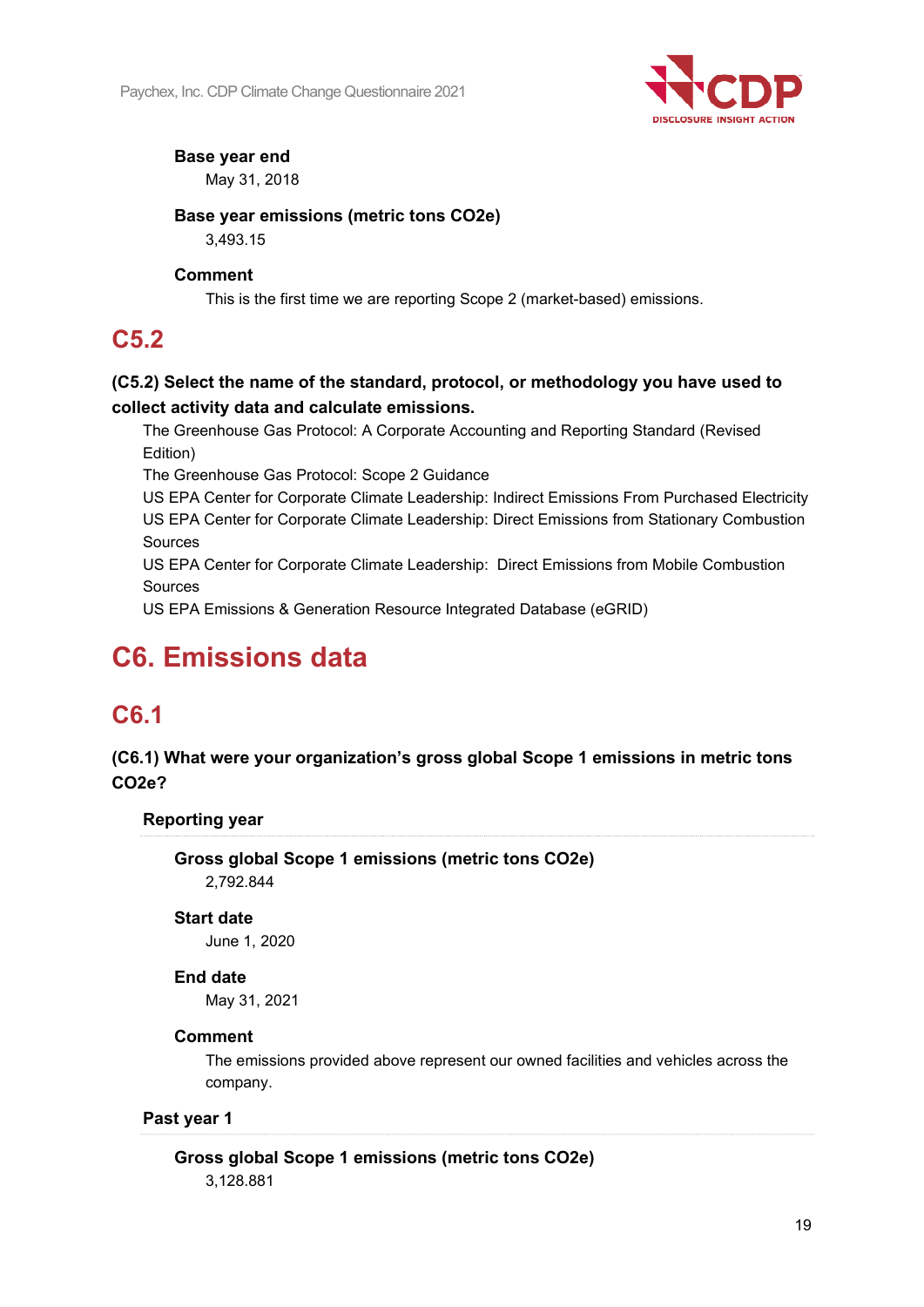**Base year end**

May 31, 2018

**Base year emissions (metric tons CO2e)**

3,493.15

**Comment**

This is the first time we are reporting Scope 2 (market-based) emissions.

## C5.2

**(C5.2) Select the name of the standard, protocol, or methodology you have used to collect activity data and calculate emissions.**

The Greenhouse Gas Protocol: A Corporate Accounting and Reporting Standard (Revised Edition)
The Greenhouse Gas Protocol: Scope 2 Guidance
US EPA Center for Corporate Climate Leadership: Indirect Emissions From Purchased Electricity
US EPA Center for Corporate Climate Leadership: Direct Emissions from Stationary Combustion Sources
US EPA Center for Corporate Climate Leadership: Direct Emissions from Mobile Combustion Sources
US EPA Emissions & Generation Resource Integrated Database (eGRID)

# C6. Emissions data

## C6.1

**(C6.1) What were your organization's gross global Scope 1 emissions in metric tons CO2e?**

**Reporting year**

**Gross global Scope 1 emissions (metric tons CO2e)**

2,792.844

**Start date**

June 1, 2020

**End date**

May 31, 2021

**Comment**

The emissions provided above represent our owned facilities and vehicles across the company.

**Past year 1**

**Gross global Scope 1 emissions (metric tons CO2e)**

3,128.881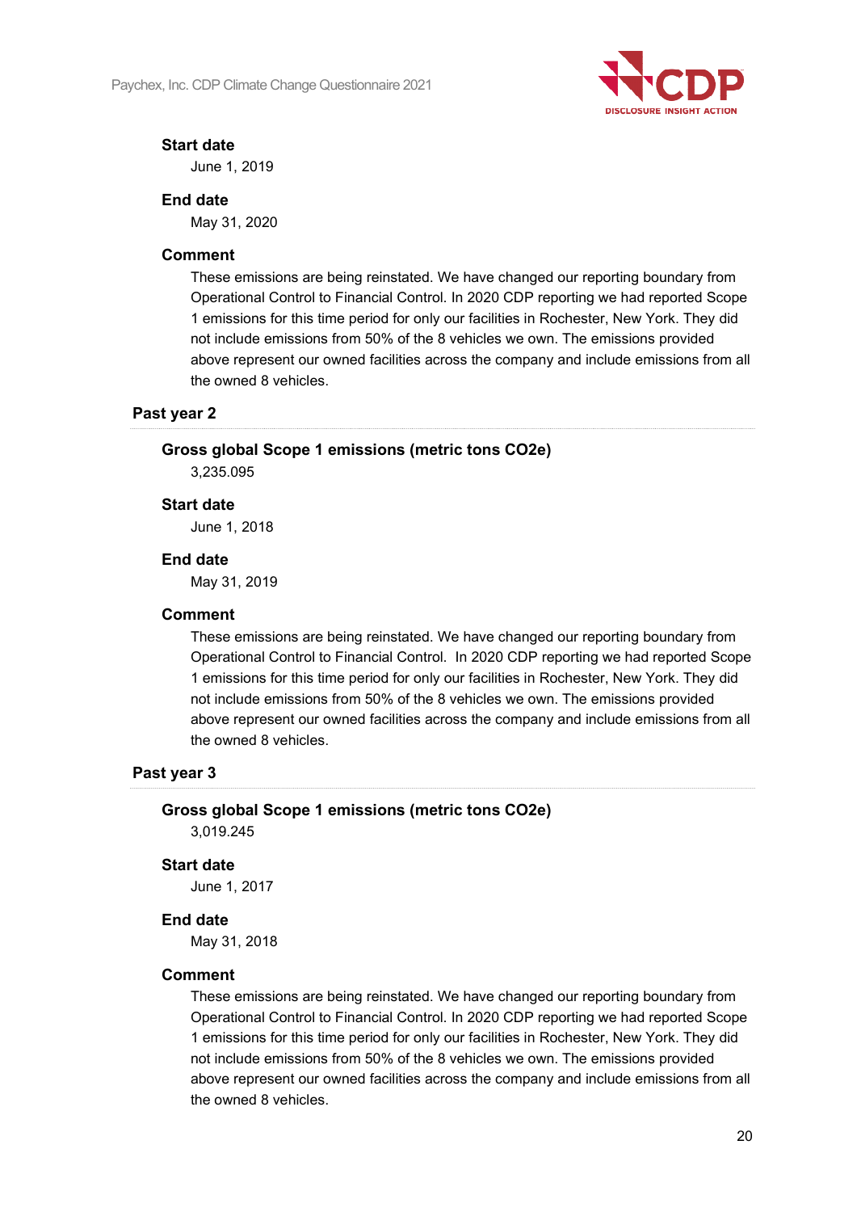**Start date**

June 1, 2019

**End date**

May 31, 2020

**Comment**

These emissions are being reinstated. We have changed our reporting boundary from Operational Control to Financial Control. In 2020 CDP reporting we had reported Scope 1 emissions for this time period for only our facilities in Rochester, New York. They did not include emissions from 50% of the 8 vehicles we own. The emissions provided above represent our owned facilities across the company and include emissions from all the owned 8 vehicles.

### Past year 2

**Gross global Scope 1 emissions (metric tons CO2e)**

3,235.095

**Start date**

June 1, 2018

**End date**

May 31, 2019

**Comment**

These emissions are being reinstated. We have changed our reporting boundary from Operational Control to Financial Control. In 2020 CDP reporting we had reported Scope 1 emissions for this time period for only our facilities in Rochester, New York. They did not include emissions from 50% of the 8 vehicles we own. The emissions provided above represent our owned facilities across the company and include emissions from all the owned 8 vehicles.

### Past year 3

**Gross global Scope 1 emissions (metric tons CO2e)**

3,019.245

**Start date**

June 1, 2017

**End date**

May 31, 2018

**Comment**

These emissions are being reinstated. We have changed our reporting boundary from Operational Control to Financial Control. In 2020 CDP reporting we had reported Scope 1 emissions for this time period for only our facilities in Rochester, New York. They did not include emissions from 50% of the 8 vehicles we own. The emissions provided above represent our owned facilities across the company and include emissions from all the owned 8 vehicles.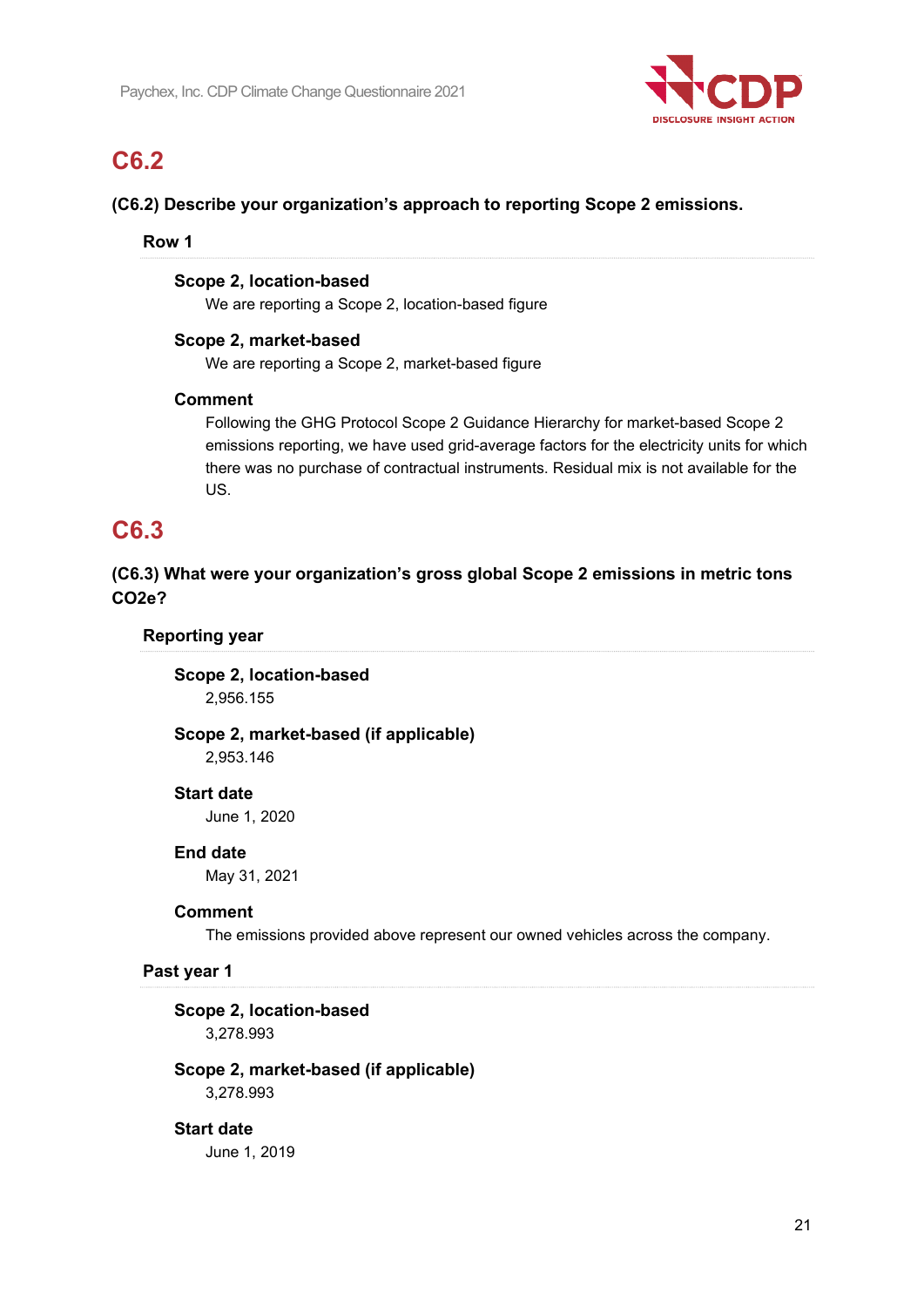## C6.2

**(C6.2) Describe your organization's approach to reporting Scope 2 emissions.**

### Row 1

**Scope 2, location-based**

We are reporting a Scope 2, location-based figure

**Scope 2, market-based**

We are reporting a Scope 2, market-based figure

**Comment**

Following the GHG Protocol Scope 2 Guidance Hierarchy for market-based Scope 2 emissions reporting, we have used grid-average factors for the electricity units for which there was no purchase of contractual instruments. Residual mix is not available for the US.

## C6.3

**(C6.3) What were your organization's gross global Scope 2 emissions in metric tons CO2e?**

### Reporting year

**Scope 2, location-based**

2,956.155

**Scope 2, market-based (if applicable)**

2,953.146

**Start date**

June 1, 2020

**End date**

May 31, 2021

**Comment**

The emissions provided above represent our owned vehicles across the company.

### Past year 1

**Scope 2, location-based**

3,278.993

**Scope 2, market-based (if applicable)**

3,278.993

**Start date**

June 1, 2019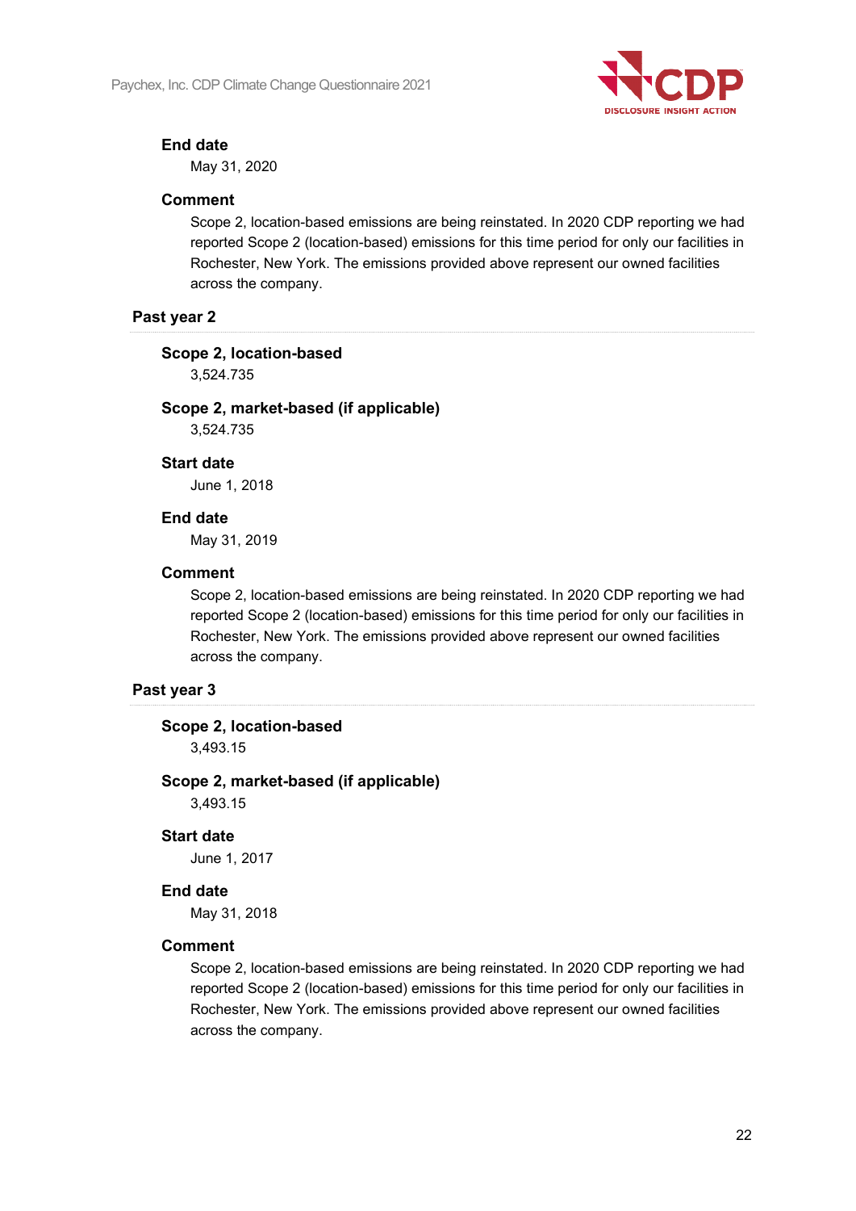**End date**

May 31, 2020

**Comment**

Scope 2, location-based emissions are being reinstated. In 2020 CDP reporting we had reported Scope 2 (location-based) emissions for this time period for only our facilities in Rochester, New York. The emissions provided above represent our owned facilities across the company.

### Past year 2

**Scope 2, location-based**

3,524.735

**Scope 2, market-based (if applicable)**

3,524.735

**Start date**

June 1, 2018

**End date**

May 31, 2019

**Comment**

Scope 2, location-based emissions are being reinstated. In 2020 CDP reporting we had reported Scope 2 (location-based) emissions for this time period for only our facilities in Rochester, New York. The emissions provided above represent our owned facilities across the company.

### Past year 3

**Scope 2, location-based**

3,493.15

**Scope 2, market-based (if applicable)**

3,493.15

**Start date**

June 1, 2017

**End date**

May 31, 2018

**Comment**

Scope 2, location-based emissions are being reinstated. In 2020 CDP reporting we had reported Scope 2 (location-based) emissions for this time period for only our facilities in Rochester, New York. The emissions provided above represent our owned facilities across the company.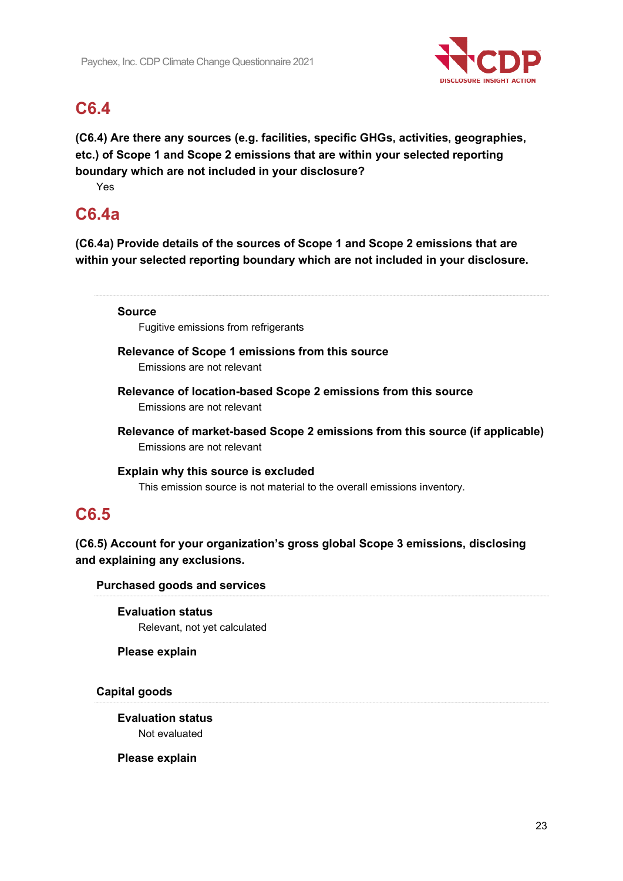## C6.4

**(C6.4) Are there any sources (e.g. facilities, specific GHGs, activities, geographies, etc.) of Scope 1 and Scope 2 emissions that are within your selected reporting boundary which are not included in your disclosure?**

Yes

## C6.4a

**(C6.4a) Provide details of the sources of Scope 1 and Scope 2 emissions that are within your selected reporting boundary which are not included in your disclosure.**

**Source**

Fugitive emissions from refrigerants

**Relevance of Scope 1 emissions from this source**

Emissions are not relevant

**Relevance of location-based Scope 2 emissions from this source**

Emissions are not relevant

**Relevance of market-based Scope 2 emissions from this source (if applicable)**

Emissions are not relevant

**Explain why this source is excluded**

This emission source is not material to the overall emissions inventory.

## C6.5

**(C6.5) Account for your organization's gross global Scope 3 emissions, disclosing and explaining any exclusions.**

**Purchased goods and services**

**Evaluation status**

Relevant, not yet calculated

**Please explain**

**Capital goods**

**Evaluation status**

Not evaluated

**Please explain**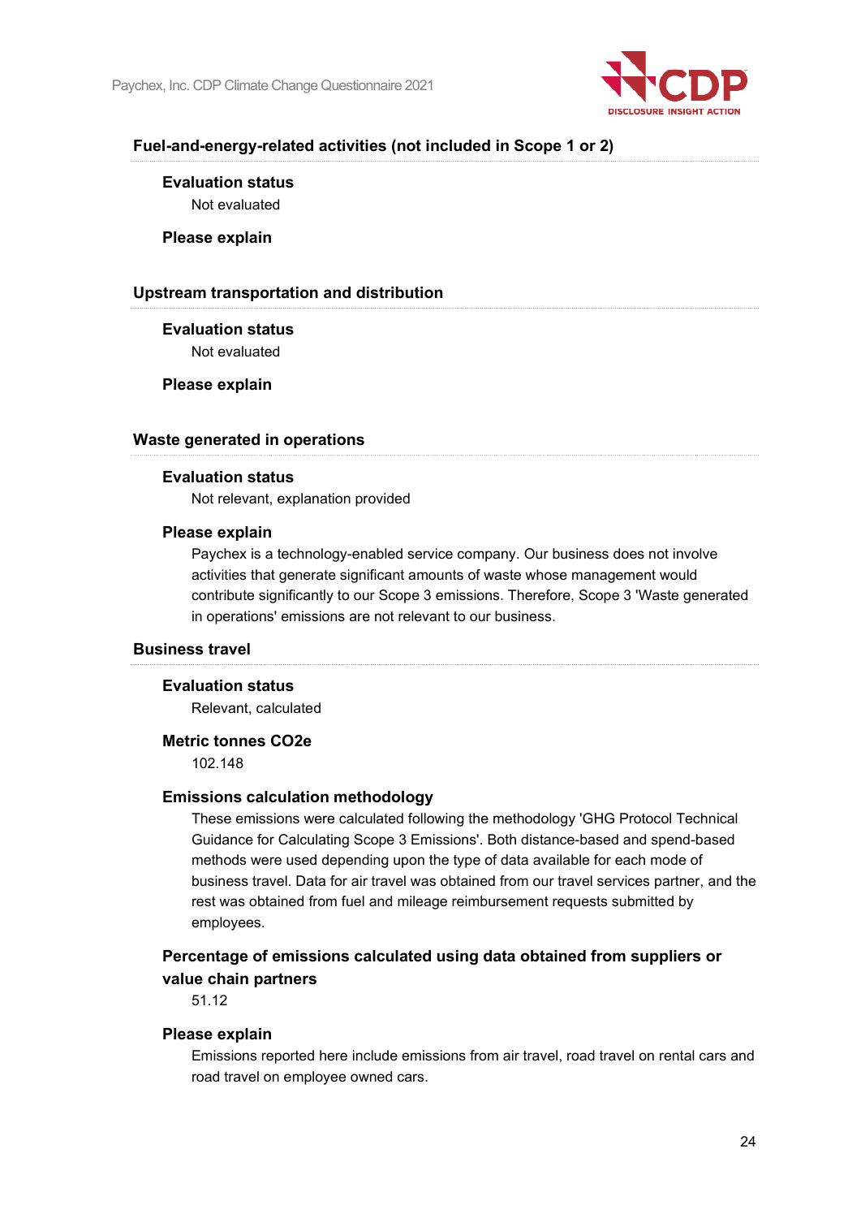### Fuel-and-energy-related activities (not included in Scope 1 or 2)

**Evaluation status**

Not evaluated

**Please explain**

### Upstream transportation and distribution

**Evaluation status**

Not evaluated

**Please explain**

### Waste generated in operations

**Evaluation status**

Not relevant, explanation provided

**Please explain**

Paychex is a technology-enabled service company. Our business does not involve activities that generate significant amounts of waste whose management would contribute significantly to our Scope 3 emissions. Therefore, Scope 3 'Waste generated in operations' emissions are not relevant to our business.

### Business travel

**Evaluation status**

Relevant, calculated

**Metric tonnes CO2e**

102.148

**Emissions calculation methodology**

These emissions were calculated following the methodology 'GHG Protocol Technical Guidance for Calculating Scope 3 Emissions'. Both distance-based and spend-based methods were used depending upon the type of data available for each mode of business travel. Data for air travel was obtained from our travel services partner, and the rest was obtained from fuel and mileage reimbursement requests submitted by employees.

**Percentage of emissions calculated using data obtained from suppliers or value chain partners**

51.12

**Please explain**

Emissions reported here include emissions from air travel, road travel on rental cars and road travel on employee owned cars.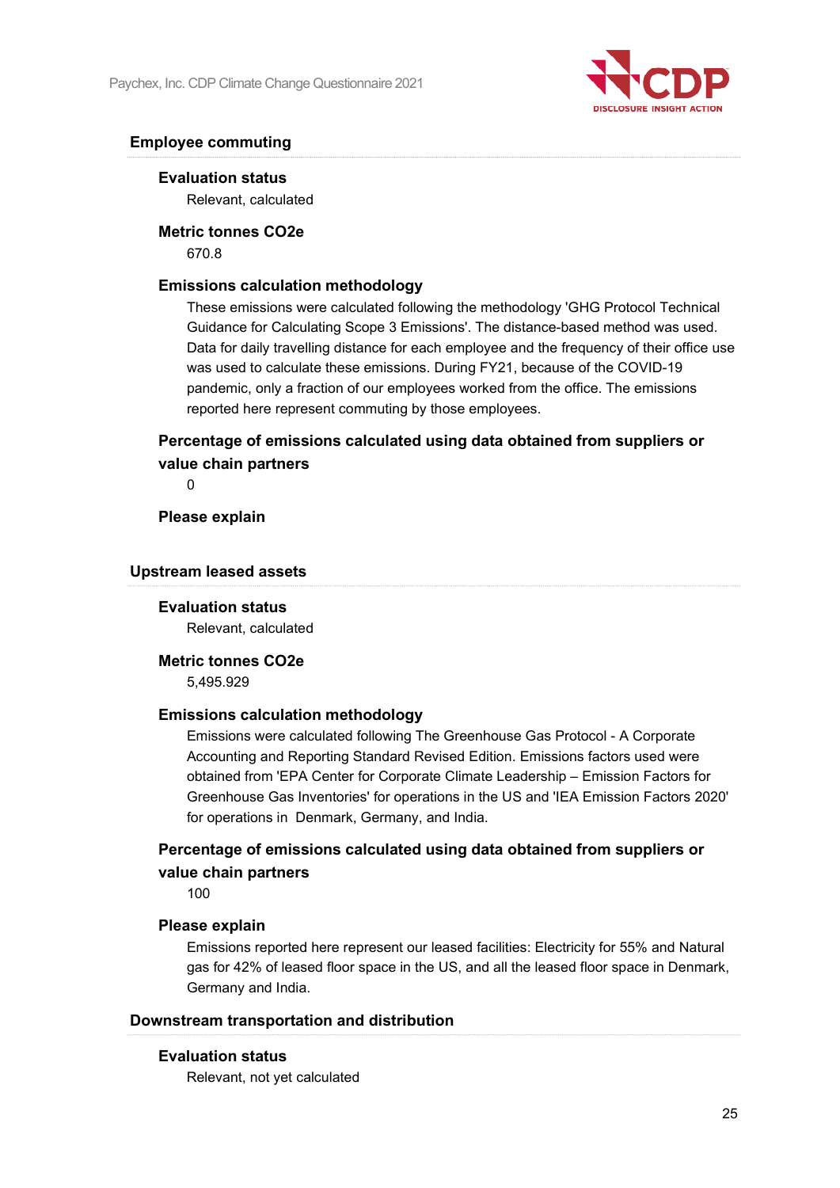### Employee commuting

#### Evaluation status

Relevant, calculated

#### Metric tonnes CO2e

670.8

#### Emissions calculation methodology

These emissions were calculated following the methodology 'GHG Protocol Technical Guidance for Calculating Scope 3 Emissions'. The distance-based method was used. Data for daily travelling distance for each employee and the frequency of their office use was used to calculate these emissions. During FY21, because of the COVID-19 pandemic, only a fraction of our employees worked from the office. The emissions reported here represent commuting by those employees.

#### Percentage of emissions calculated using data obtained from suppliers or value chain partners

0

#### Please explain

### Upstream leased assets

#### Evaluation status

Relevant, calculated

#### Metric tonnes CO2e

5,495.929

#### Emissions calculation methodology

Emissions were calculated following The Greenhouse Gas Protocol - A Corporate Accounting and Reporting Standard Revised Edition. Emissions factors used were obtained from 'EPA Center for Corporate Climate Leadership – Emission Factors for Greenhouse Gas Inventories' for operations in the US and 'IEA Emission Factors 2020' for operations in Denmark, Germany, and India.

#### Percentage of emissions calculated using data obtained from suppliers or value chain partners

100

#### Please explain

Emissions reported here represent our leased facilities: Electricity for 55% and Natural gas for 42% of leased floor space in the US, and all the leased floor space in Denmark, Germany and India.

### Downstream transportation and distribution

#### Evaluation status

Relevant, not yet calculated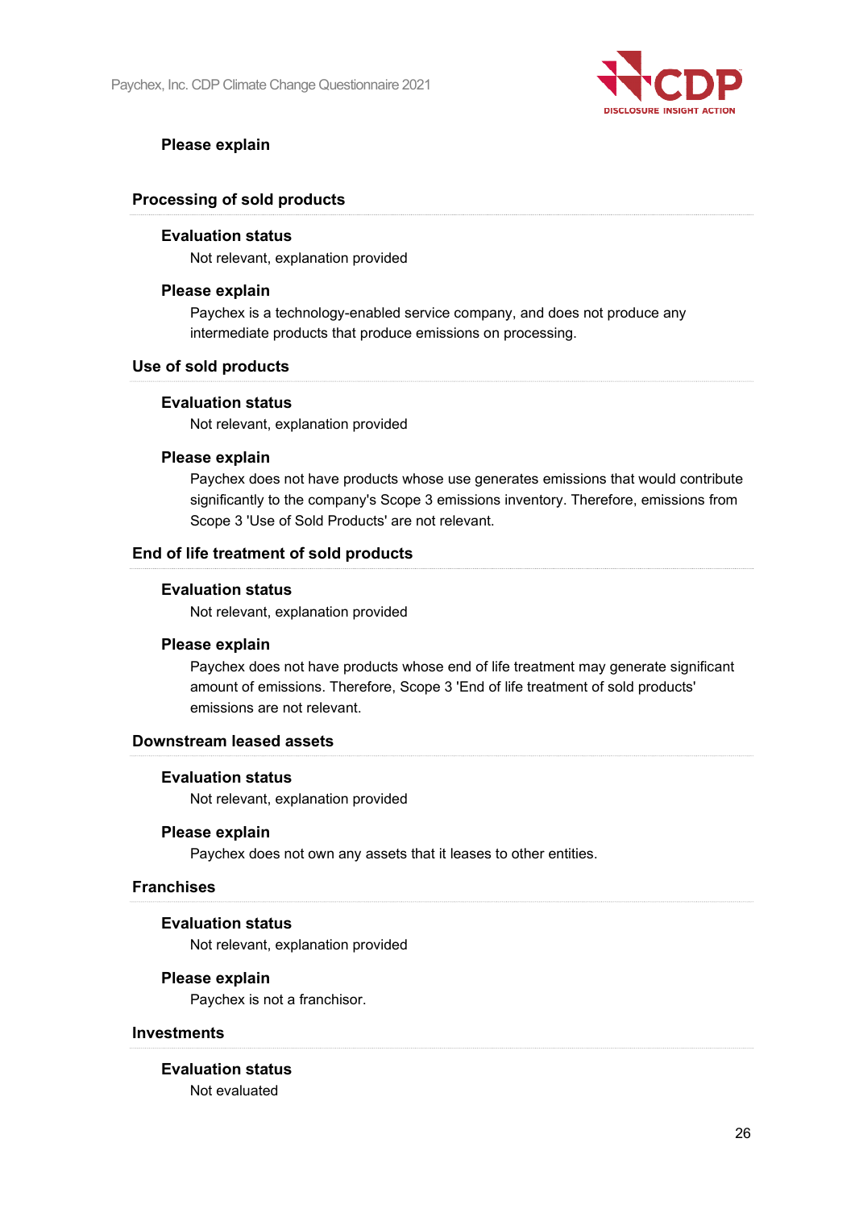**Please explain**

### Processing of sold products

**Evaluation status**

Not relevant, explanation provided

**Please explain**

Paychex is a technology-enabled service company, and does not produce any intermediate products that produce emissions on processing.

### Use of sold products

**Evaluation status**

Not relevant, explanation provided

**Please explain**

Paychex does not have products whose use generates emissions that would contribute significantly to the company's Scope 3 emissions inventory. Therefore, emissions from Scope 3 'Use of Sold Products' are not relevant.

### End of life treatment of sold products

**Evaluation status**

Not relevant, explanation provided

**Please explain**

Paychex does not have products whose end of life treatment may generate significant amount of emissions. Therefore, Scope 3 'End of life treatment of sold products' emissions are not relevant.

### Downstream leased assets

**Evaluation status**

Not relevant, explanation provided

**Please explain**

Paychex does not own any assets that it leases to other entities.

### Franchises

**Evaluation status**

Not relevant, explanation provided

**Please explain**

Paychex is not a franchisor.

### Investments

**Evaluation status**

Not evaluated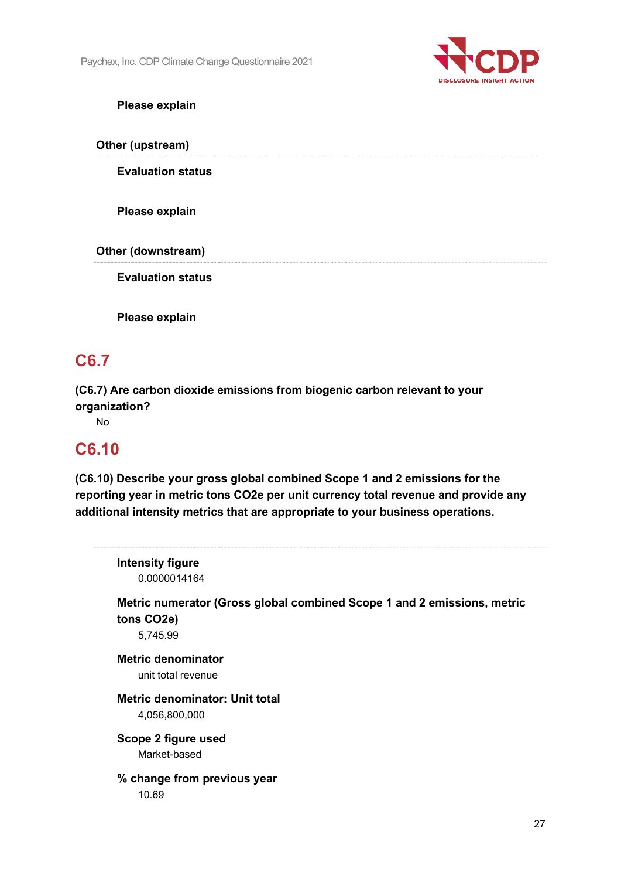**Please explain**

**Other (upstream)**

**Evaluation status**

**Please explain**

**Other (downstream)**

**Evaluation status**

**Please explain**

## C6.7

**(C6.7) Are carbon dioxide emissions from biogenic carbon relevant to your organization?**

No

## C6.10

**(C6.10) Describe your gross global combined Scope 1 and 2 emissions for the reporting year in metric tons CO2e per unit currency total revenue and provide any additional intensity metrics that are appropriate to your business operations.**

**Intensity figure**

0.0000014164

**Metric numerator (Gross global combined Scope 1 and 2 emissions, metric tons CO2e)**

5,745.99

**Metric denominator**

unit total revenue

**Metric denominator: Unit total**

4,056,800,000

**Scope 2 figure used**

Market-based

**% change from previous year**

10.69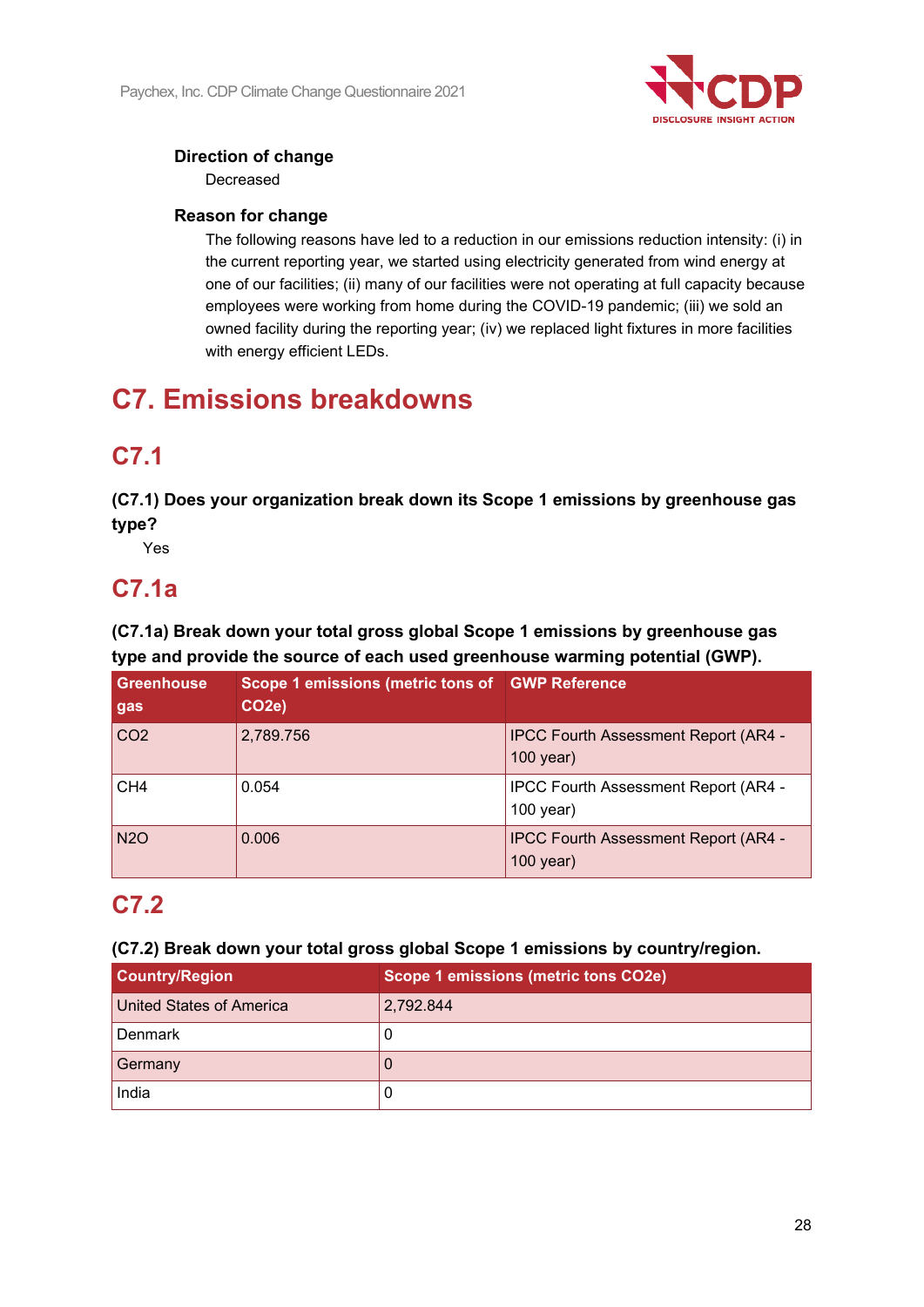**Direction of change**

Decreased

**Reason for change**

The following reasons have led to a reduction in our emissions reduction intensity: (i) in the current reporting year, we started using electricity generated from wind energy at one of our facilities; (ii) many of our facilities were not operating at full capacity because employees were working from home during the COVID-19 pandemic; (iii) we sold an owned facility during the reporting year; (iv) we replaced light fixtures in more facilities with energy efficient LEDs.

# C7. Emissions breakdowns

## C7.1

**(C7.1) Does your organization break down its Scope 1 emissions by greenhouse gas type?**

Yes

## C7.1a

**(C7.1a) Break down your total gross global Scope 1 emissions by greenhouse gas type and provide the source of each used greenhouse warming potential (GWP).**

| Greenhouse gas | Scope 1 emissions (metric tons of $CO_2e$) | GWP Reference |
|---|---|---|
| $CO_2$ | 2,789.756 | IPCC Fourth Assessment Report (AR4 - 100 year) |
| $CH_4$ | 0.054 | IPCC Fourth Assessment Report (AR4 - 100 year) |
| $N_2O$ | 0.006 | IPCC Fourth Assessment Report (AR4 - 100 year) |

## C7.2

**(C7.2) Break down your total gross global Scope 1 emissions by country/region.**

| Country/Region | Scope 1 emissions (metric tons $CO_2e$) |
|---|---|
| United States of America | 2,792.844 |
| Denmark | 0 |
| Germany | 0 |
| India | 0 |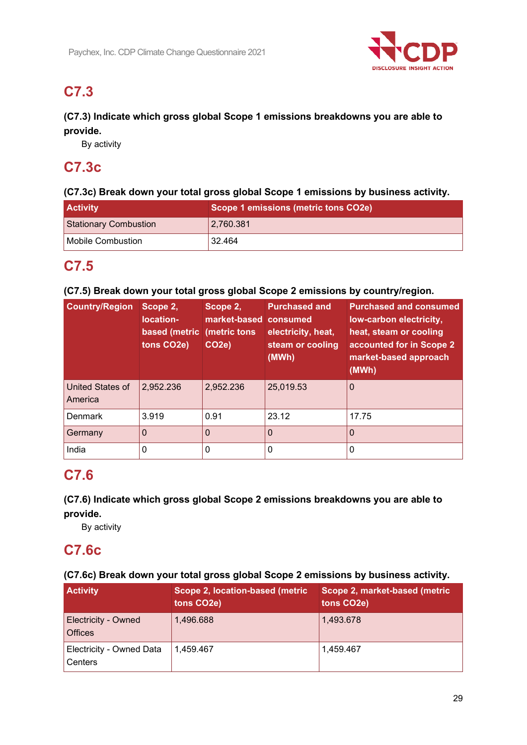## C7.3

**(C7.3) Indicate which gross global Scope 1 emissions breakdowns you are able to provide.**

By activity

## C7.3c

**(C7.3c) Break down your total gross global Scope 1 emissions by business activity.**

| Activity | Scope 1 emissions (metric tons CO2e) |
|---|---|
| Stationary Combustion | 2,760.381 |
| Mobile Combustion | 32.464 |

## C7.5

**(C7.5) Break down your total gross global Scope 2 emissions by country/region.**

| Country/Region | Scope 2, location-based (metric tons CO2e) | Scope 2, market-based (metric tons CO2e) | Purchased and consumed electricity, heat, steam or cooling (MWh) | Purchased and consumed low-carbon electricity, heat, steam or cooling accounted for in Scope 2 market-based approach (MWh) |
|---|---|---|---|---|
| United States of America | 2,952.236 | 2,952.236 | 25,019.53 | 0 |
| Denmark | 3.919 | 0.91 | 23.12 | 17.75 |
| Germany | 0 | 0 | 0 | 0 |
| India | 0 | 0 | 0 | 0 |

## C7.6

**(C7.6) Indicate which gross global Scope 2 emissions breakdowns you are able to provide.**

By activity

## C7.6c

**(C7.6c) Break down your total gross global Scope 2 emissions by business activity.**

| Activity | Scope 2, location-based (metric tons CO2e) | Scope 2, market-based (metric tons CO2e) |
|---|---|---|
| Electricity - Owned Offices | 1,496.688 | 1,493.678 |
| Electricity - Owned Data Centers | 1,459.467 | 1,459.467 |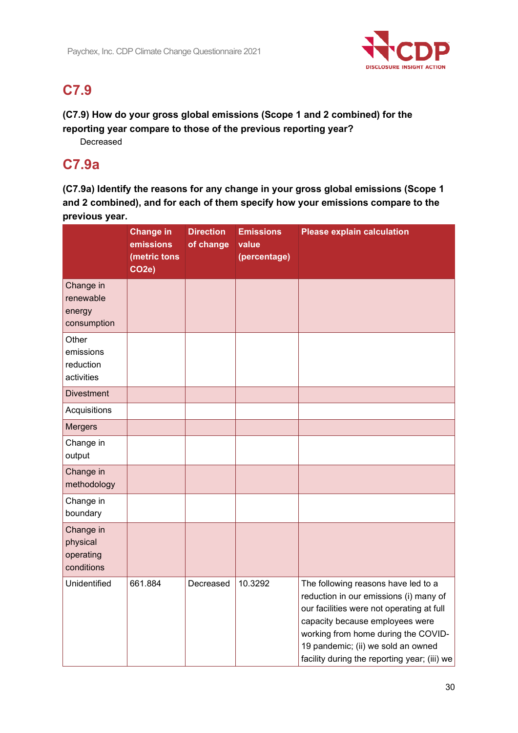## C7.9

**(C7.9) How do your gross global emissions (Scope 1 and 2 combined) for the reporting year compare to those of the previous reporting year?**

Decreased

## C7.9a

**(C7.9a) Identify the reasons for any change in your gross global emissions (Scope 1 and 2 combined), and for each of them specify how your emissions compare to the previous year.**

| | Change in emissions (metric tons CO2e) | Direction of change | Emissions value (percentage) | Please explain calculation |
|---|---|---|---|---|
| Change in renewable energy consumption | | | | |
| Other emissions reduction activities | | | | |
| Divestment | | | | |
| Acquisitions | | | | |
| Mergers | | | | |
| Change in output | | | | |
| Change in methodology | | | | |
| Change in boundary | | | | |
| Change in physical operating conditions | | | | |
| Unidentified | 661.884 | Decreased | 10.3292 | The following reasons have led to a reduction in our emissions (i) many of our facilities were not operating at full capacity because employees were working from home during the COVID-19 pandemic; (ii) we sold an owned facility during the reporting year; (iii) we |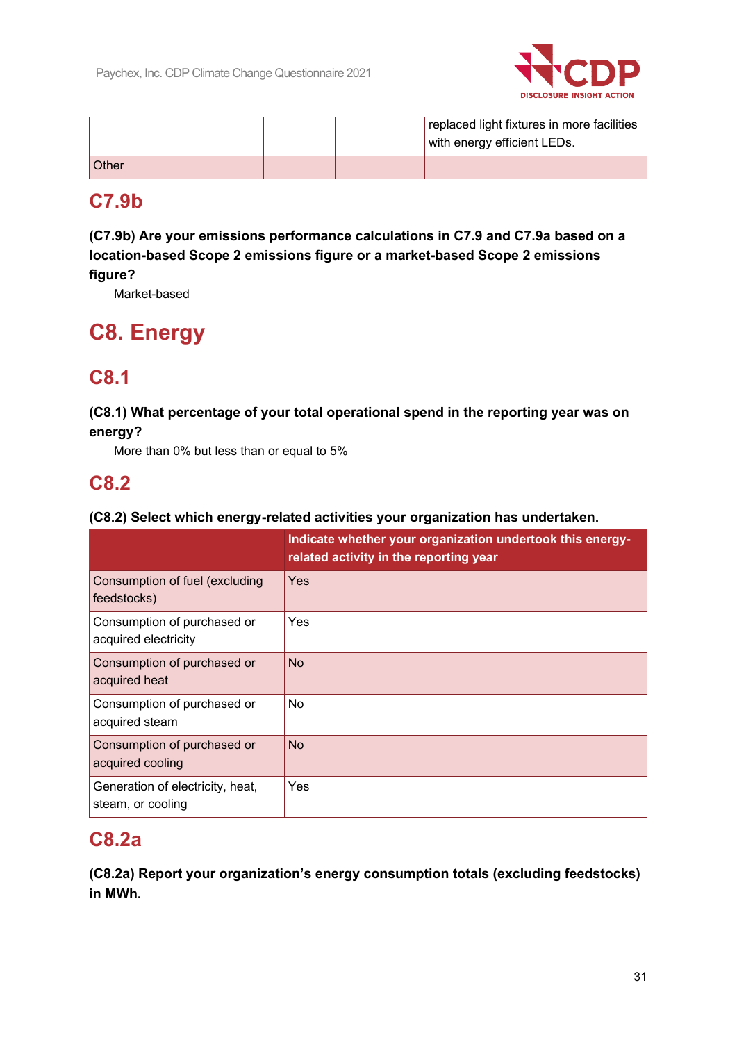|  |  |  |  | replaced light fixtures in more facilities with energy efficient LEDs. |
|---|---|---|---|---|
| Other |  |  |  |  |

## C7.9b

**(C7.9b) Are your emissions performance calculations in C7.9 and C7.9a based on a location-based Scope 2 emissions figure or a market-based Scope 2 emissions figure?**

Market-based

# C8. Energy

## C8.1

**(C8.1) What percentage of your total operational spend in the reporting year was on energy?**

More than 0% but less than or equal to 5%

## C8.2

**(C8.2) Select which energy-related activities your organization has undertaken.**

|  | Indicate whether your organization undertook this energy-related activity in the reporting year |
|---|---|
| Consumption of fuel (excluding feedstocks) | Yes |
| Consumption of purchased or acquired electricity | Yes |
| Consumption of purchased or acquired heat | No |
| Consumption of purchased or acquired steam | No |
| Consumption of purchased or acquired cooling | No |
| Generation of electricity, heat, steam, or cooling | Yes |

## C8.2a

**(C8.2a) Report your organization's energy consumption totals (excluding feedstocks) in MWh.**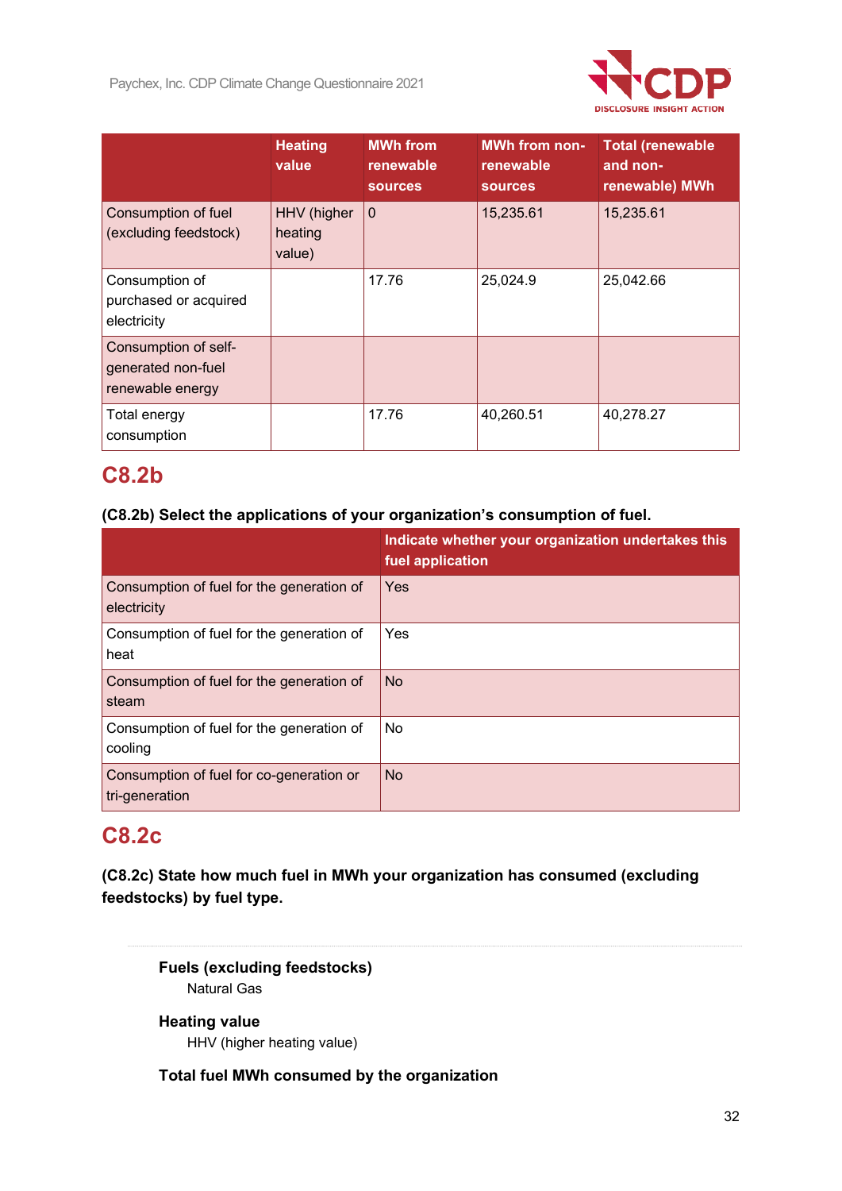| | Heating value | MWh from renewable sources | MWh from non-renewable sources | Total (renewable and non-renewable) MWh |
|---|---|---|---|---|
| Consumption of fuel (excluding feedstock) | HHV (higher heating value) | 0 | 15,235.61 | 15,235.61 |
| Consumption of purchased or acquired electricity | | 17.76 | 25,024.9 | 25,042.66 |
| Consumption of self-generated non-fuel renewable energy | | | | |
| Total energy consumption | | 17.76 | 40,260.51 | 40,278.27 |

## C8.2b

**(C8.2b) Select the applications of your organization's consumption of fuel.**

| | Indicate whether your organization undertakes this fuel application |
|---|---|
| Consumption of fuel for the generation of electricity | Yes |
| Consumption of fuel for the generation of heat | Yes |
| Consumption of fuel for the generation of steam | No |
| Consumption of fuel for the generation of cooling | No |
| Consumption of fuel for co-generation or tri-generation | No |

## C8.2c

**(C8.2c) State how much fuel in MWh your organization has consumed (excluding feedstocks) by fuel type.**

**Fuels (excluding feedstocks)**

Natural Gas

**Heating value**

HHV (higher heating value)

**Total fuel MWh consumed by the organization**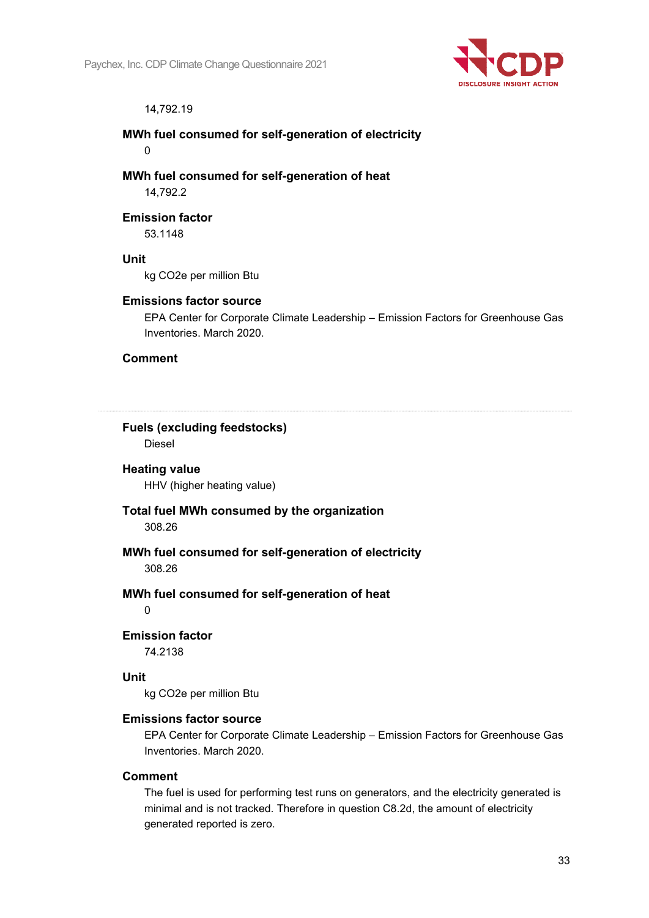14,792.19

**MWh fuel consumed for self-generation of electricity**

0

**MWh fuel consumed for self-generation of heat**

14,792.2

**Emission factor**

53.1148

**Unit**

kg CO2e per million Btu

**Emissions factor source**

EPA Center for Corporate Climate Leadership – Emission Factors for Greenhouse Gas Inventories. March 2020.

**Comment**

---

**Fuels (excluding feedstocks)**

Diesel

**Heating value**

HHV (higher heating value)

**Total fuel MWh consumed by the organization**

308.26

**MWh fuel consumed for self-generation of electricity**

308.26

**MWh fuel consumed for self-generation of heat**

0

**Emission factor**

74.2138

**Unit**

kg CO2e per million Btu

**Emissions factor source**

EPA Center for Corporate Climate Leadership – Emission Factors for Greenhouse Gas Inventories. March 2020.

**Comment**

The fuel is used for performing test runs on generators, and the electricity generated is minimal and is not tracked. Therefore in question C8.2d, the amount of electricity generated reported is zero.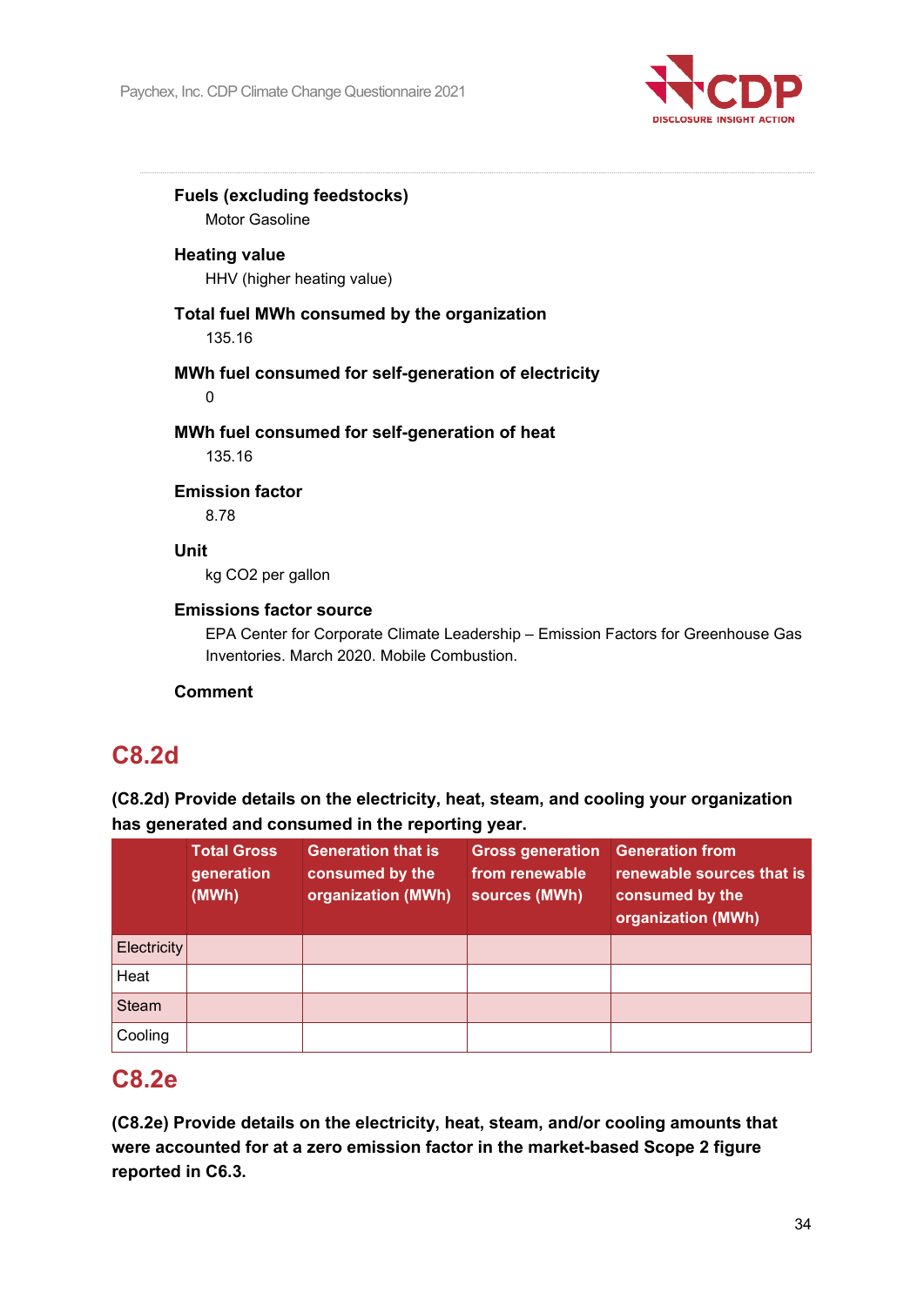**Fuels (excluding feedstocks)**

Motor Gasoline

**Heating value**

HHV (higher heating value)

**Total fuel MWh consumed by the organization**

135.16

**MWh fuel consumed for self-generation of electricity**

0

**MWh fuel consumed for self-generation of heat**

135.16

**Emission factor**

8.78

**Unit**

kg CO2 per gallon

**Emissions factor source**

EPA Center for Corporate Climate Leadership – Emission Factors for Greenhouse Gas Inventories. March 2020. Mobile Combustion.

**Comment**

## C8.2d

**(C8.2d) Provide details on the electricity, heat, steam, and cooling your organization has generated and consumed in the reporting year.**

| | Total Gross generation (MWh) | Generation that is consumed by the organization (MWh) | Gross generation from renewable sources (MWh) | Generation from renewable sources that is consumed by the organization (MWh) |
|---|---|---|---|---|
| Electricity | | | | |
| Heat | | | | |
| Steam | | | | |
| Cooling | | | | |

## C8.2e

**(C8.2e) Provide details on the electricity, heat, steam, and/or cooling amounts that were accounted for at a zero emission factor in the market-based Scope 2 figure reported in C6.3.**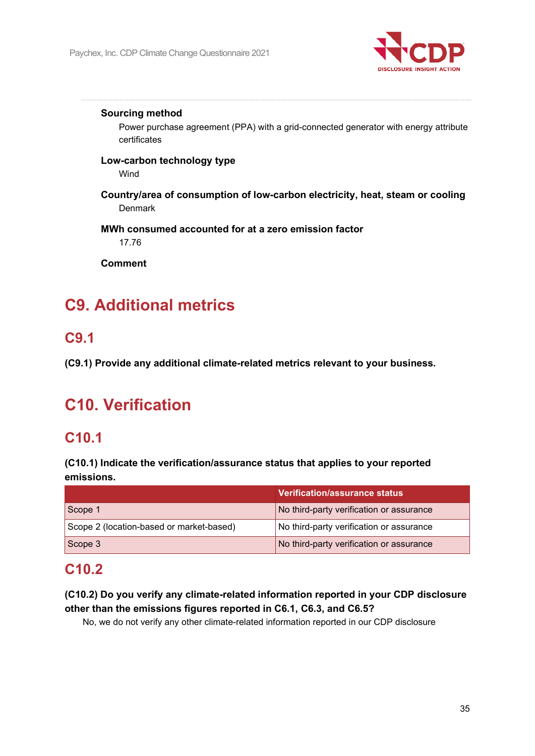**Sourcing method**

Power purchase agreement (PPA) with a grid-connected generator with energy attribute certificates

**Low-carbon technology type**

Wind

**Country/area of consumption of low-carbon electricity, heat, steam or cooling**

Denmark

**MWh consumed accounted for at a zero emission factor**

17.76

**Comment**

# C9. Additional metrics

## C9.1

**(C9.1) Provide any additional climate-related metrics relevant to your business.**

# C10. Verification

## C10.1

**(C10.1) Indicate the verification/assurance status that applies to your reported emissions.**

| | Verification/assurance status |
|---|---|
| Scope 1 | No third-party verification or assurance |
| Scope 2 (location-based or market-based) | No third-party verification or assurance |
| Scope 3 | No third-party verification or assurance |

## C10.2

**(C10.2) Do you verify any climate-related information reported in your CDP disclosure other than the emissions figures reported in C6.1, C6.3, and C6.5?**

No, we do not verify any other climate-related information reported in our CDP disclosure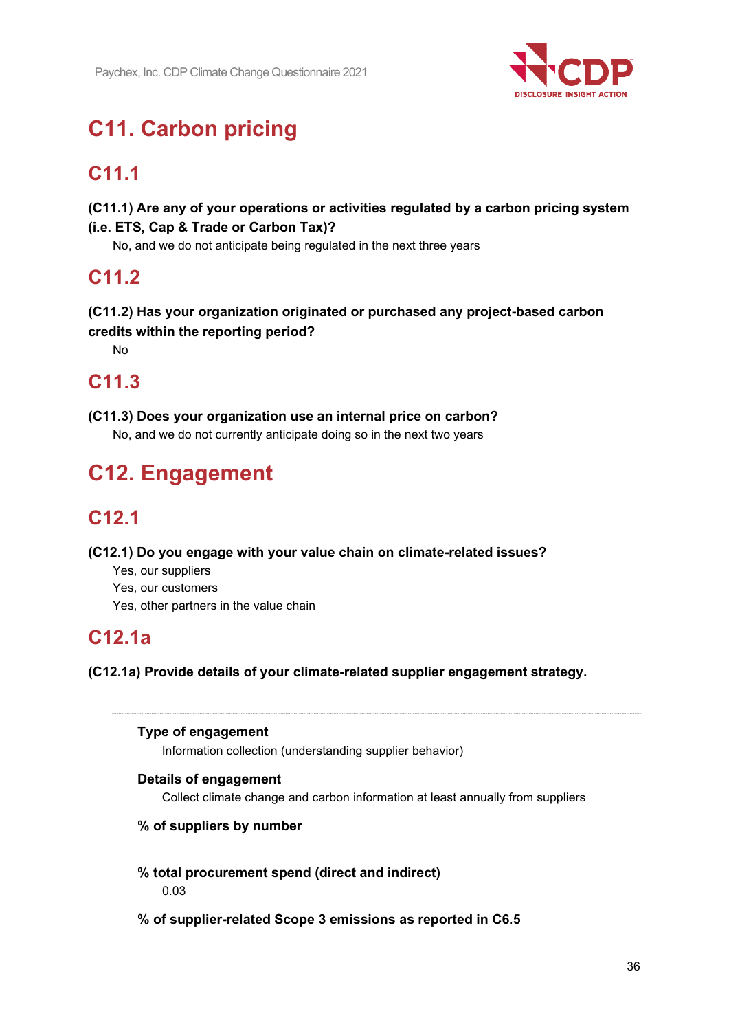# C11. Carbon pricing

## C11.1

**(C11.1) Are any of your operations or activities regulated by a carbon pricing system (i.e. ETS, Cap & Trade or Carbon Tax)?**

No, and we do not anticipate being regulated in the next three years

## C11.2

**(C11.2) Has your organization originated or purchased any project-based carbon credits within the reporting period?**

No

## C11.3

**(C11.3) Does your organization use an internal price on carbon?**

No, and we do not currently anticipate doing so in the next two years

# C12. Engagement

## C12.1

**(C12.1) Do you engage with your value chain on climate-related issues?**

Yes, our suppliers

Yes, our customers

Yes, other partners in the value chain

## C12.1a

**(C12.1a) Provide details of your climate-related supplier engagement strategy.**

**Type of engagement**

Information collection (understanding supplier behavior)

**Details of engagement**

Collect climate change and carbon information at least annually from suppliers

**% of suppliers by number**

**% total procurement spend (direct and indirect)**

0.03

**% of supplier-related Scope 3 emissions as reported in C6.5**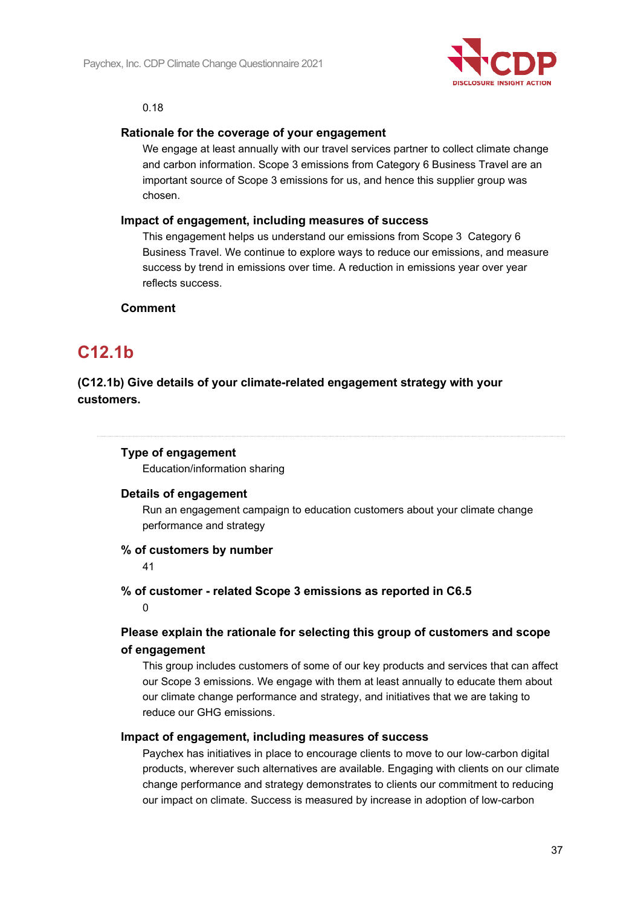0.18

**Rationale for the coverage of your engagement**

We engage at least annually with our travel services partner to collect climate change and carbon information. Scope 3 emissions from Category 6 Business Travel are an important source of Scope 3 emissions for us, and hence this supplier group was chosen.

**Impact of engagement, including measures of success**

This engagement helps us understand our emissions from Scope 3 Category 6 Business Travel. We continue to explore ways to reduce our emissions, and measure success by trend in emissions over time. A reduction in emissions year over year reflects success.

**Comment**

## C12.1b

**(C12.1b) Give details of your climate-related engagement strategy with your customers.**

**Type of engagement**

Education/information sharing

**Details of engagement**

Run an engagement campaign to education customers about your climate change performance and strategy

**% of customers by number**

41

**% of customer - related Scope 3 emissions as reported in C6.5**

0

**Please explain the rationale for selecting this group of customers and scope of engagement**

This group includes customers of some of our key products and services that can affect our Scope 3 emissions. We engage with them at least annually to educate them about our climate change performance and strategy, and initiatives that we are taking to reduce our GHG emissions.

**Impact of engagement, including measures of success**

Paychex has initiatives in place to encourage clients to move to our low-carbon digital products, wherever such alternatives are available. Engaging with clients on our climate change performance and strategy demonstrates to clients our commitment to reducing our impact on climate. Success is measured by increase in adoption of low-carbon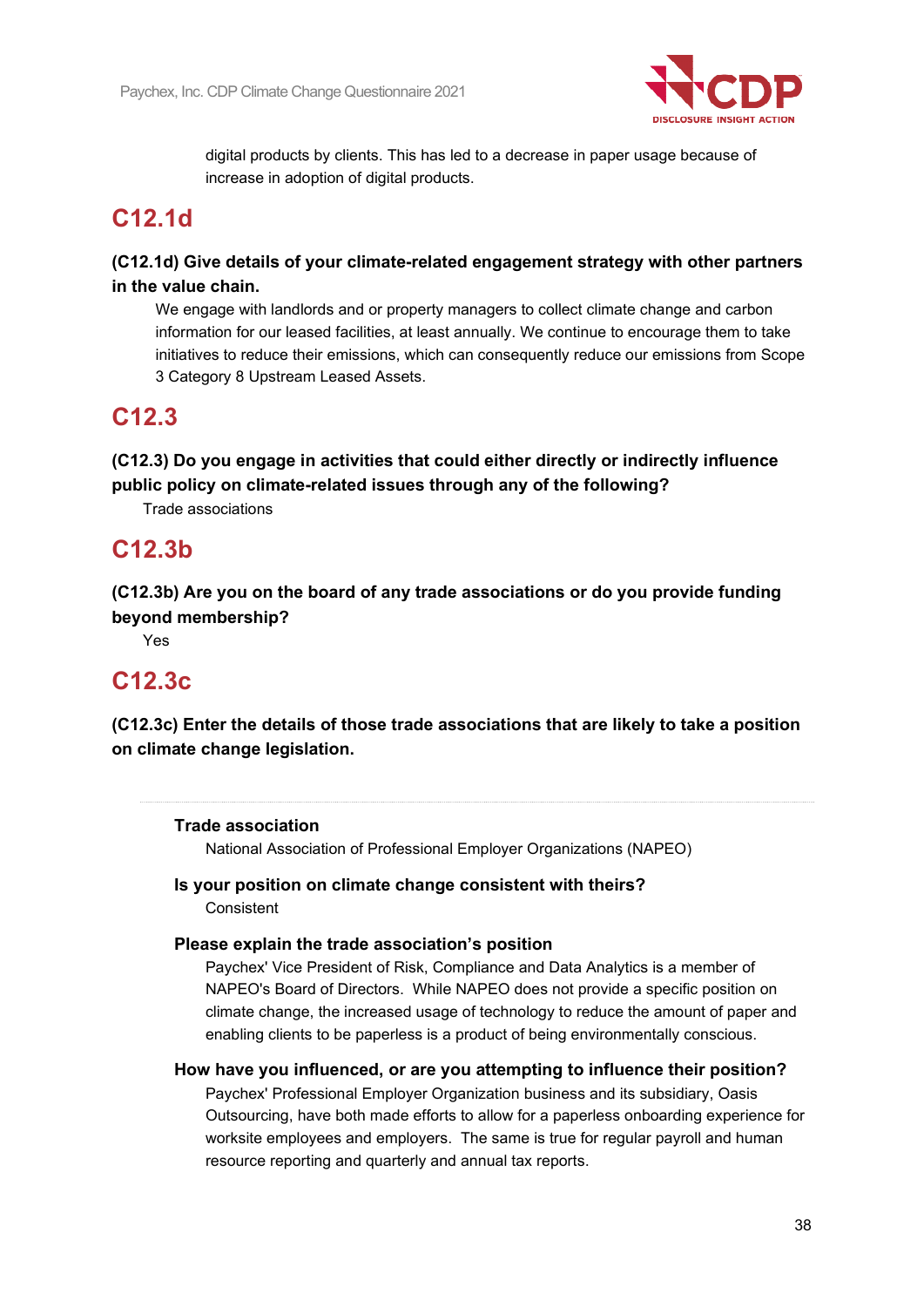digital products by clients. This has led to a decrease in paper usage because of increase in adoption of digital products.

## C12.1d

**(C12.1d) Give details of your climate-related engagement strategy with other partners in the value chain.**

We engage with landlords and or property managers to collect climate change and carbon information for our leased facilities, at least annually. We continue to encourage them to take initiatives to reduce their emissions, which can consequently reduce our emissions from Scope 3 Category 8 Upstream Leased Assets.

## C12.3

**(C12.3) Do you engage in activities that could either directly or indirectly influence public policy on climate-related issues through any of the following?**

Trade associations

## C12.3b

**(C12.3b) Are you on the board of any trade associations or do you provide funding beyond membership?**

Yes

## C12.3c

**(C12.3c) Enter the details of those trade associations that are likely to take a position on climate change legislation.**

---

**Trade association**

National Association of Professional Employer Organizations (NAPEO)

**Is your position on climate change consistent with theirs?**

Consistent

**Please explain the trade association's position**

Paychex' Vice President of Risk, Compliance and Data Analytics is a member of NAPEO's Board of Directors. While NAPEO does not provide a specific position on climate change, the increased usage of technology to reduce the amount of paper and enabling clients to be paperless is a product of being environmentally conscious.

**How have you influenced, or are you attempting to influence their position?**

Paychex' Professional Employer Organization business and its subsidiary, Oasis Outsourcing, have both made efforts to allow for a paperless onboarding experience for worksite employees and employers. The same is true for regular payroll and human resource reporting and quarterly and annual tax reports.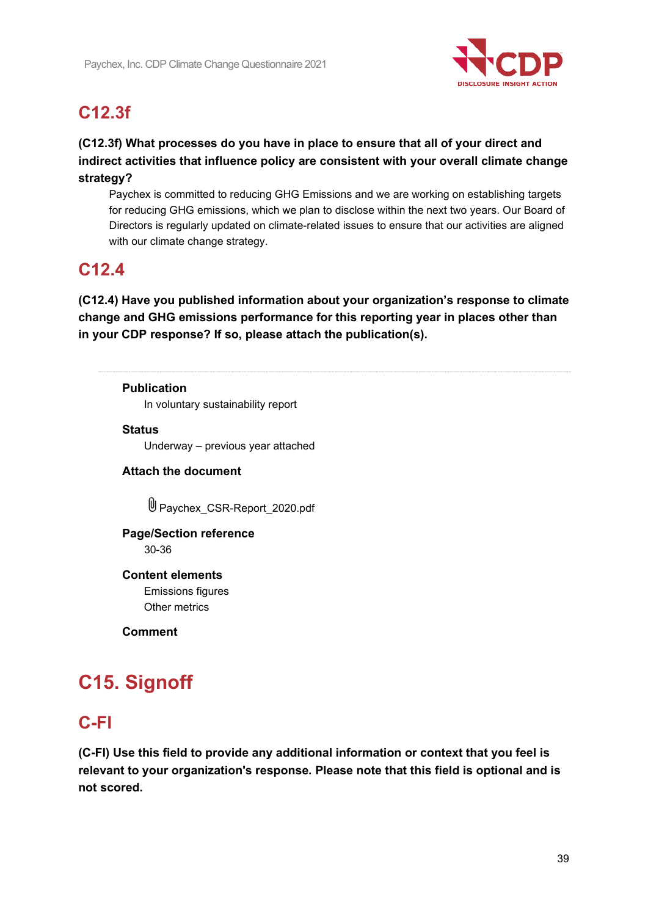## C12.3f

**(C12.3f) What processes do you have in place to ensure that all of your direct and indirect activities that influence policy are consistent with your overall climate change strategy?**

Paychex is committed to reducing GHG Emissions and we are working on establishing targets for reducing GHG emissions, which we plan to disclose within the next two years. Our Board of Directors is regularly updated on climate-related issues to ensure that our activities are aligned with our climate change strategy.

## C12.4

**(C12.4) Have you published information about your organization's response to climate change and GHG emissions performance for this reporting year in places other than in your CDP response? If so, please attach the publication(s).**

---

**Publication**

In voluntary sustainability report

**Status**

Underway – previous year attached

**Attach the document**

Paychex_CSR-Report_2020.pdf

**Page/Section reference**

30-36

**Content elements**

Emissions figures
Other metrics

**Comment**

# C15. Signoff

## C-FI

**(C-FI) Use this field to provide any additional information or context that you feel is relevant to your organization's response. Please note that this field is optional and is not scored.**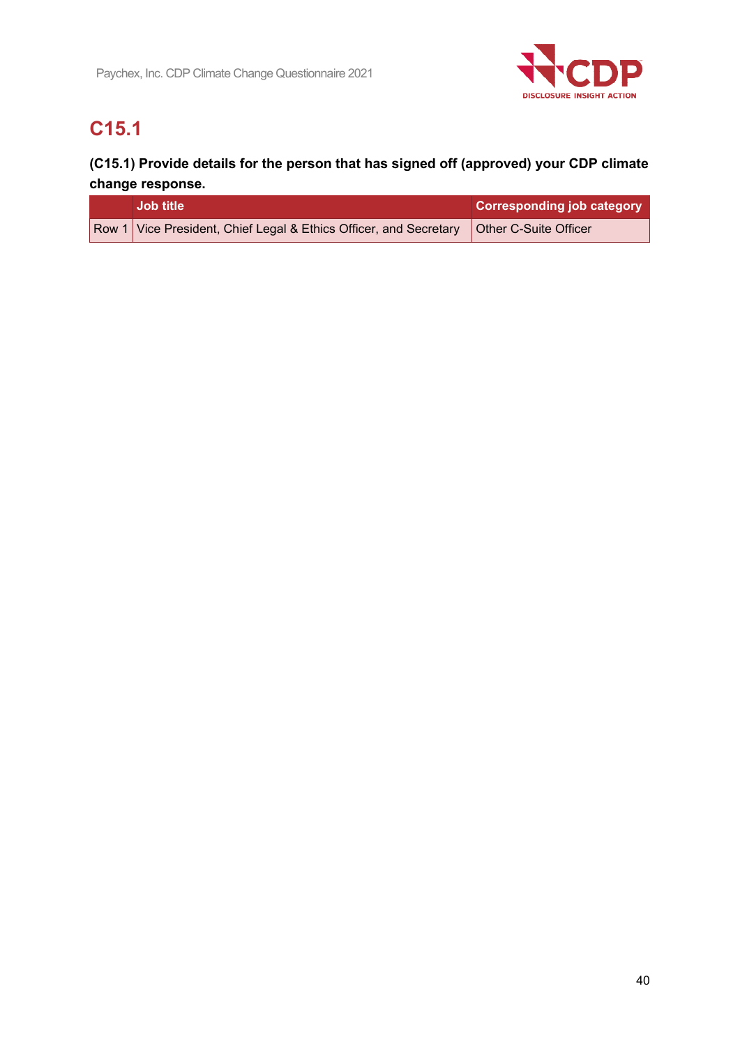# C15.1

**(C15.1) Provide details for the person that has signed off (approved) your CDP climate change response.**

| | Job title | Corresponding job category |
|---|---|---|
| Row 1 | Vice President, Chief Legal & Ethics Officer, and Secretary | Other C-Suite Officer |